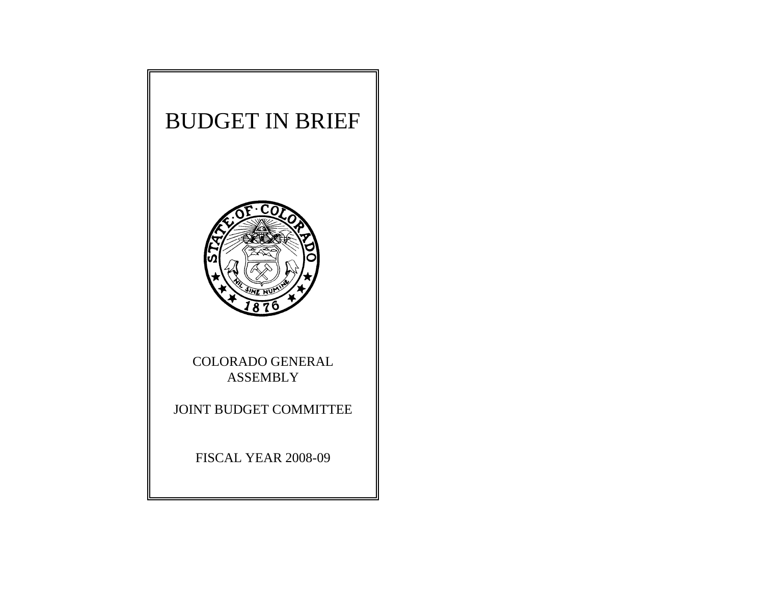# BUDGET IN BRIEF

COLORADO GENERAL ASSEMBLY

JOINT BUDGET COMMITTEE

FISCAL YEAR 2008-09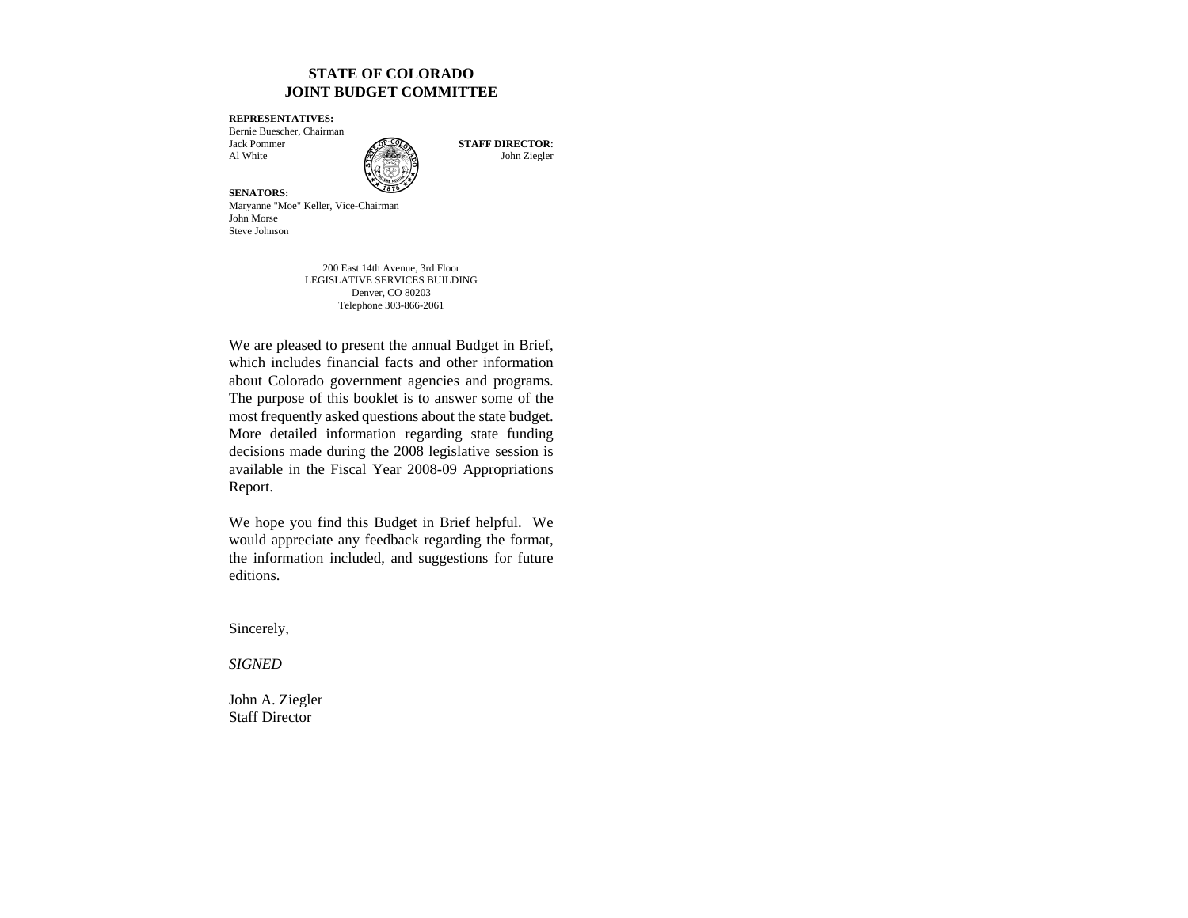# STATE OF COLORADO
# JOINT BUDGET COMMITTEE

**REPRESENTATIVES:**
Bernie Buescher, Chairman
Jack Pommer
Al White

**STAFF DIRECTOR**:
John Ziegler

**SENATORS:**
Maryanne "Moe" Keller, Vice-Chairman
John Morse
Steve Johnson

200 East 14th Avenue, 3rd Floor
LEGISLATIVE SERVICES BUILDING
Denver, CO 80203
Telephone 303-866-2061

We are pleased to present the annual Budget in Brief, which includes financial facts and other information about Colorado government agencies and programs. The purpose of this booklet is to answer some of the most frequently asked questions about the state budget. More detailed information regarding state funding decisions made during the 2008 legislative session is available in the Fiscal Year 2008-09 Appropriations Report.

We hope you find this Budget in Brief helpful. We would appreciate any feedback regarding the format, the information included, and suggestions for future editions.

Sincerely,

*SIGNED*

John A. Ziegler
Staff Director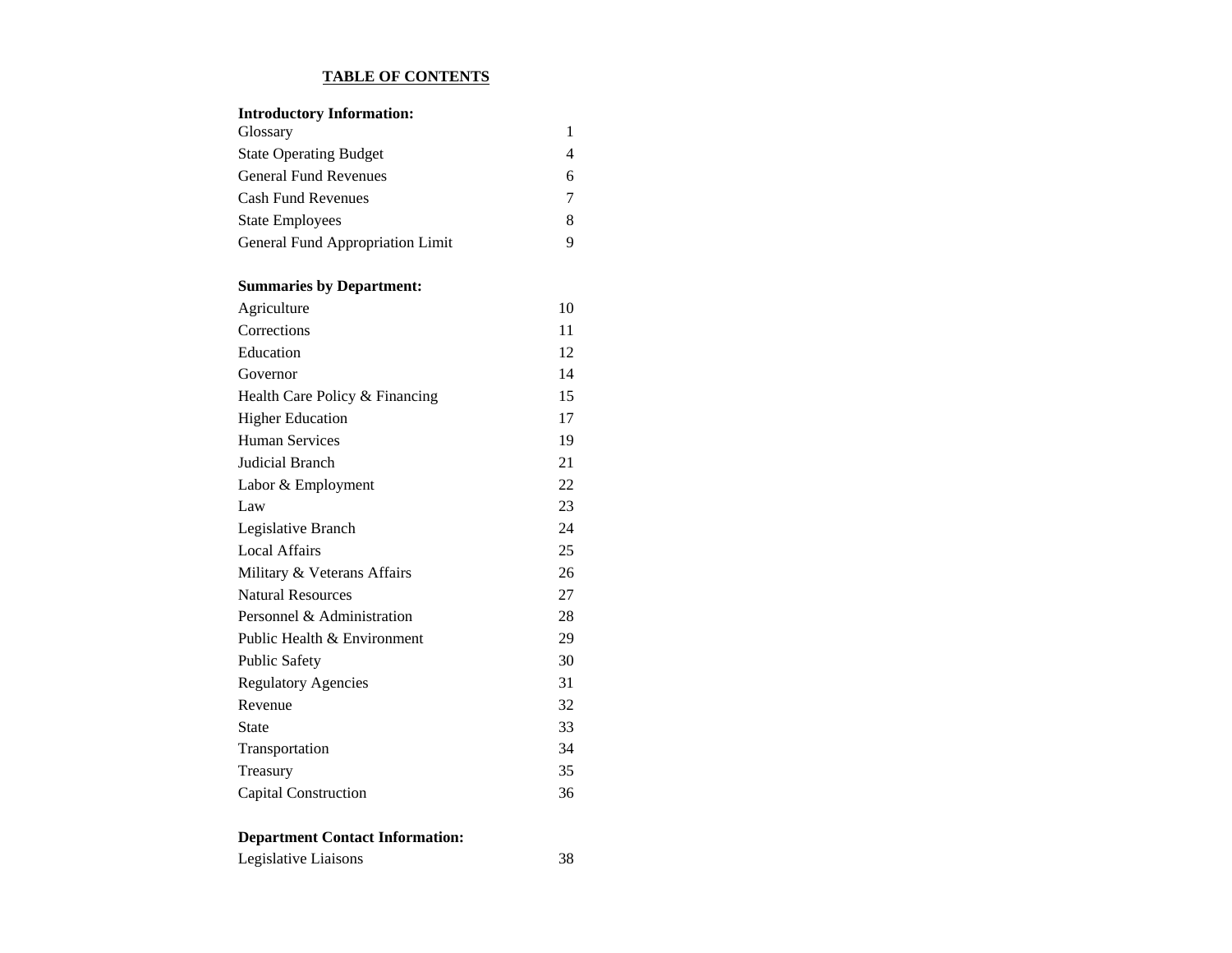## TABLE OF CONTENTS

| **Introductory Information:** | |
|---|---|
| Glossary | 1 |
| State Operating Budget | 4 |
| General Fund Revenues | 6 |
| Cash Fund Revenues | 7 |
| State Employees | 8 |
| General Fund Appropriation Limit | 9 |
| | |
| **Summaries by Department:** | |
| Agriculture | 10 |
| Corrections | 11 |
| Education | 12 |
| Governor | 14 |
| Health Care Policy & Financing | 15 |
| Higher Education | 17 |
| Human Services | 19 |
| Judicial Branch | 21 |
| Labor & Employment | 22 |
| Law | 23 |
| Legislative Branch | 24 |
| Local Affairs | 25 |
| Military & Veterans Affairs | 26 |
| Natural Resources | 27 |
| Personnel & Administration | 28 |
| Public Health & Environment | 29 |
| Public Safety | 30 |
| Regulatory Agencies | 31 |
| Revenue | 32 |
| State | 33 |
| Transportation | 34 |
| Treasury | 35 |
| Capital Construction | 36 |
| | |
| **Department Contact Information:** | |
| Legislative Liaisons | 38 |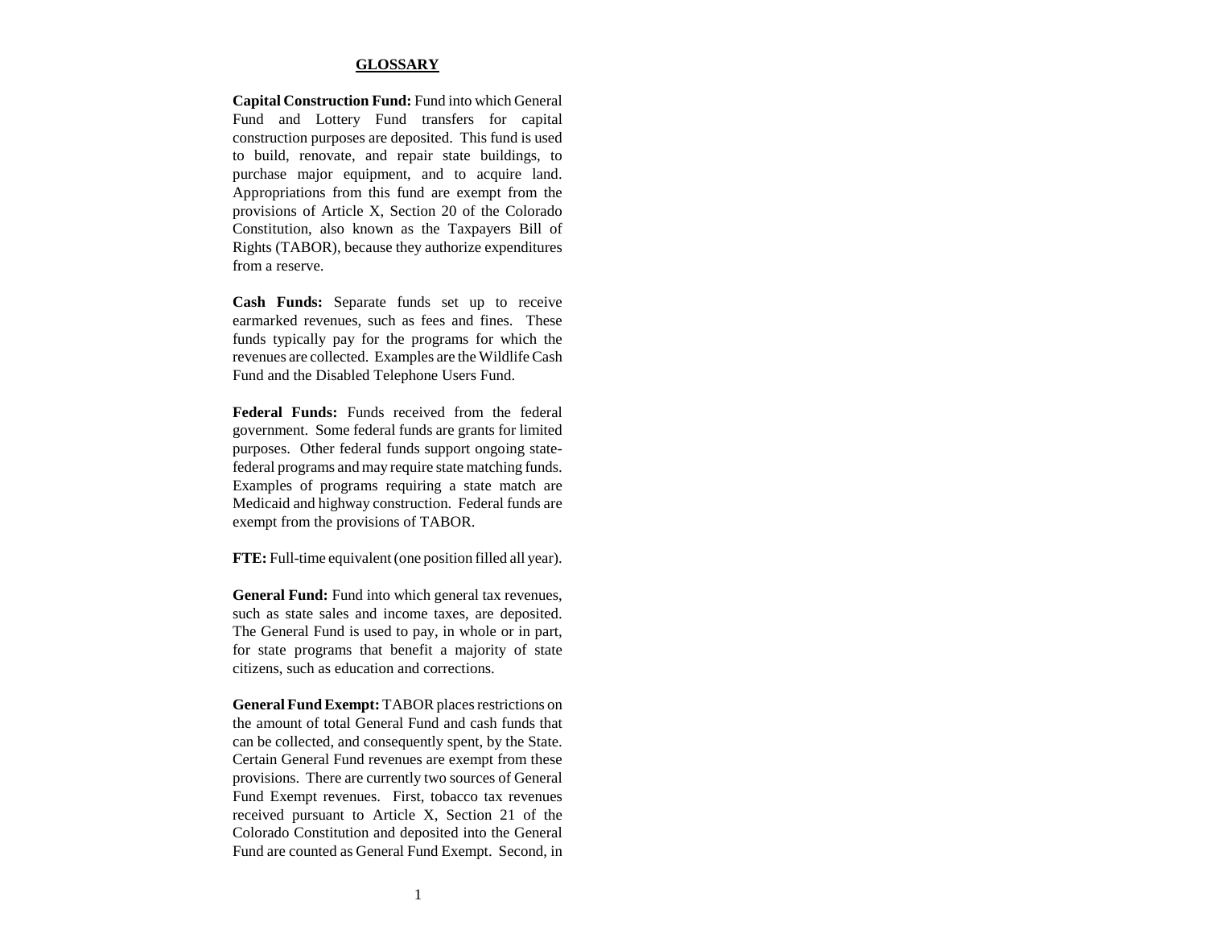## GLOSSARY

**Capital Construction Fund:** Fund into which General Fund and Lottery Fund transfers for capital construction purposes are deposited. This fund is used to build, renovate, and repair state buildings, to purchase major equipment, and to acquire land. Appropriations from this fund are exempt from the provisions of Article X, Section 20 of the Colorado Constitution, also known as the Taxpayers Bill of Rights (TABOR), because they authorize expenditures from a reserve.

**Cash Funds:** Separate funds set up to receive earmarked revenues, such as fees and fines. These funds typically pay for the programs for which the revenues are collected. Examples are the Wildlife Cash Fund and the Disabled Telephone Users Fund.

**Federal Funds:** Funds received from the federal government. Some federal funds are grants for limited purposes. Other federal funds support ongoing state-federal programs and may require state matching funds. Examples of programs requiring a state match are Medicaid and highway construction. Federal funds are exempt from the provisions of TABOR.

**FTE:** Full-time equivalent (one position filled all year).

**General Fund:** Fund into which general tax revenues, such as state sales and income taxes, are deposited. The General Fund is used to pay, in whole or in part, for state programs that benefit a majority of state citizens, such as education and corrections.

**General Fund Exempt:** TABOR places restrictions on the amount of total General Fund and cash funds that can be collected, and consequently spent, by the State. Certain General Fund revenues are exempt from these provisions. There are currently two sources of General Fund Exempt revenues. First, tobacco tax revenues received pursuant to Article X, Section 21 of the Colorado Constitution and deposited into the General Fund are counted as General Fund Exempt. Second, in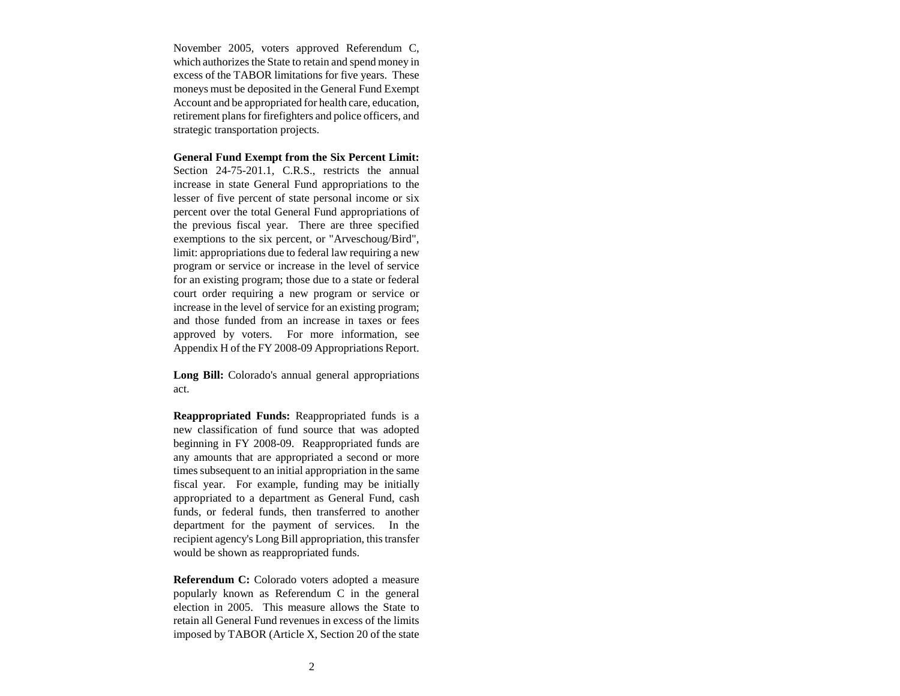November 2005, voters approved Referendum C, which authorizes the State to retain and spend money in excess of the TABOR limitations for five years. These moneys must be deposited in the General Fund Exempt Account and be appropriated for health care, education, retirement plans for firefighters and police officers, and strategic transportation projects.

**General Fund Exempt from the Six Percent Limit:** Section 24-75-201.1, C.R.S., restricts the annual increase in state General Fund appropriations to the lesser of five percent of state personal income or six percent over the total General Fund appropriations of the previous fiscal year. There are three specified exemptions to the six percent, or "Arveschoug/Bird", limit: appropriations due to federal law requiring a new program or service or increase in the level of service for an existing program; those due to a state or federal court order requiring a new program or service or increase in the level of service for an existing program; and those funded from an increase in taxes or fees approved by voters. For more information, see Appendix H of the FY 2008-09 Appropriations Report.

**Long Bill:** Colorado's annual general appropriations act.

**Reappropriated Funds:** Reappropriated funds is a new classification of fund source that was adopted beginning in FY 2008-09. Reappropriated funds are any amounts that are appropriated a second or more times subsequent to an initial appropriation in the same fiscal year. For example, funding may be initially appropriated to a department as General Fund, cash funds, or federal funds, then transferred to another department for the payment of services. In the recipient agency's Long Bill appropriation, this transfer would be shown as reappropriated funds.

**Referendum C:** Colorado voters adopted a measure popularly known as Referendum C in the general election in 2005. This measure allows the State to retain all General Fund revenues in excess of the limits imposed by TABOR (Article X, Section 20 of the state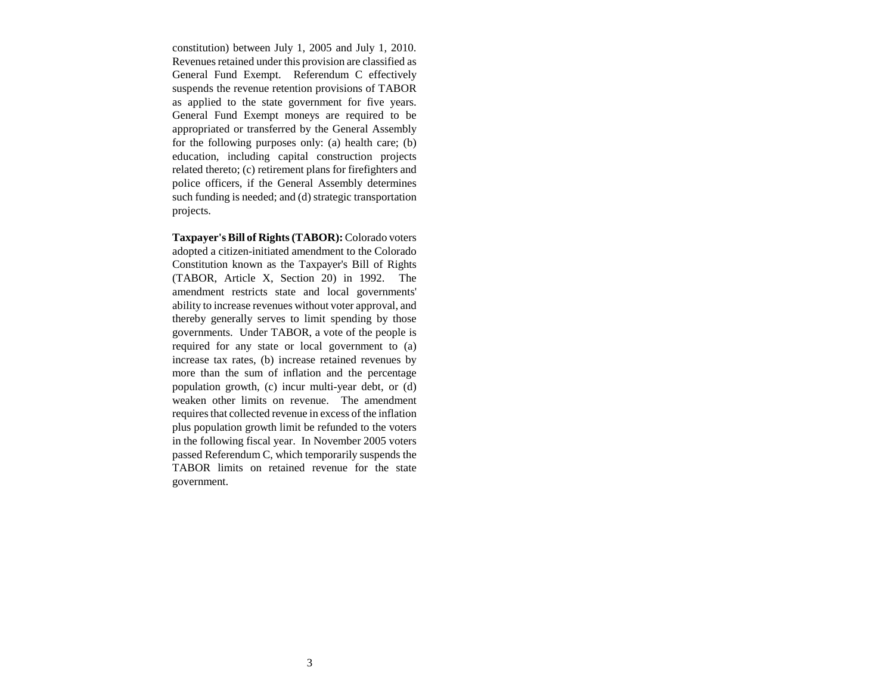constitution) between July 1, 2005 and July 1, 2010. Revenues retained under this provision are classified as General Fund Exempt. Referendum C effectively suspends the revenue retention provisions of TABOR as applied to the state government for five years. General Fund Exempt moneys are required to be appropriated or transferred by the General Assembly for the following purposes only: (a) health care; (b) education, including capital construction projects related thereto; (c) retirement plans for firefighters and police officers, if the General Assembly determines such funding is needed; and (d) strategic transportation projects.

**Taxpayer's Bill of Rights (TABOR):** Colorado voters adopted a citizen-initiated amendment to the Colorado Constitution known as the Taxpayer's Bill of Rights (TABOR, Article X, Section 20) in 1992. The amendment restricts state and local governments' ability to increase revenues without voter approval, and thereby generally serves to limit spending by those governments. Under TABOR, a vote of the people is required for any state or local government to (a) increase tax rates, (b) increase retained revenues by more than the sum of inflation and the percentage population growth, (c) incur multi-year debt, or (d) weaken other limits on revenue. The amendment requires that collected revenue in excess of the inflation plus population growth limit be refunded to the voters in the following fiscal year. In November 2005 voters passed Referendum C, which temporarily suspends the TABOR limits on retained revenue for the state government.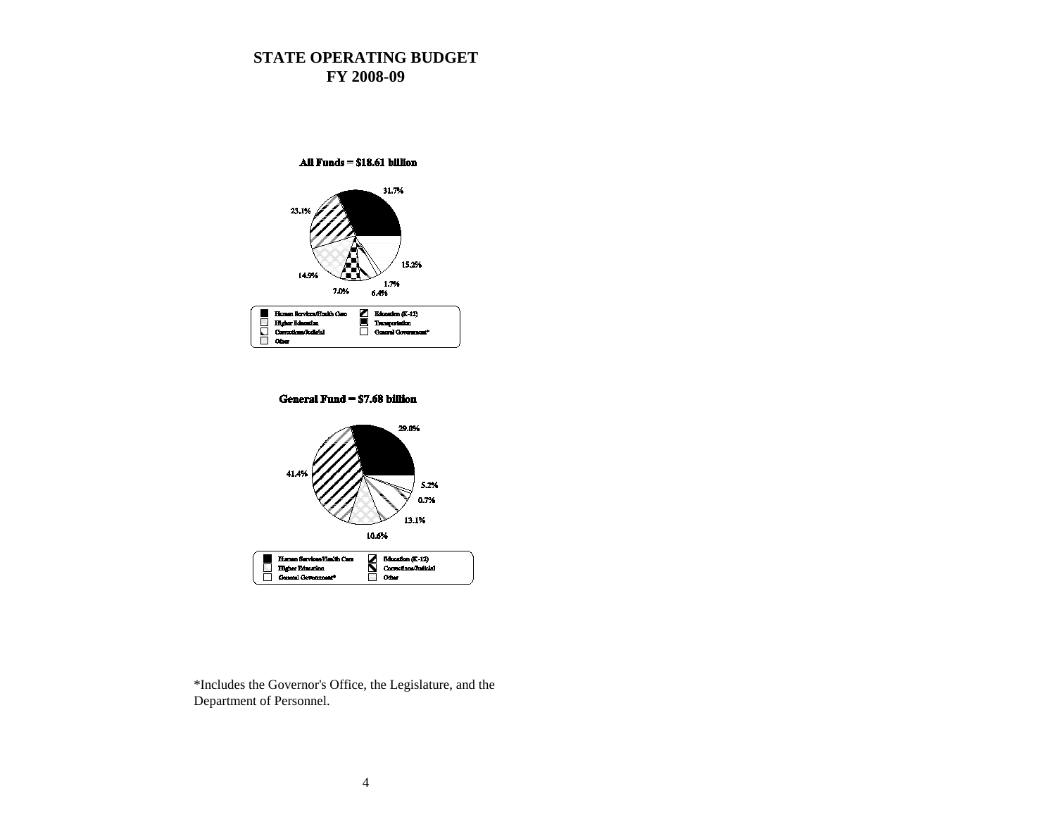# STATE OPERATING BUDGET
## FY 2008-09

**All Funds = $18.61 billion**

31.7%

23.1%

15.2%

14.9%

1.7%

7.0%

6.4%

Human Services/Health Care | Education (K-12) | Higher Education | Transportation | Corrections/Judicial | General Government* | Other

**General Fund = $7.68 billion**

29.0%

41.4%

5.2%

0.7%

13.1%

10.6%

Human Services/Health Care | Education (K-12) | Higher Education | Corrections/Judicial | General Government* | Other

*Includes the Governor's Office, the Legislature, and the Department of Personnel.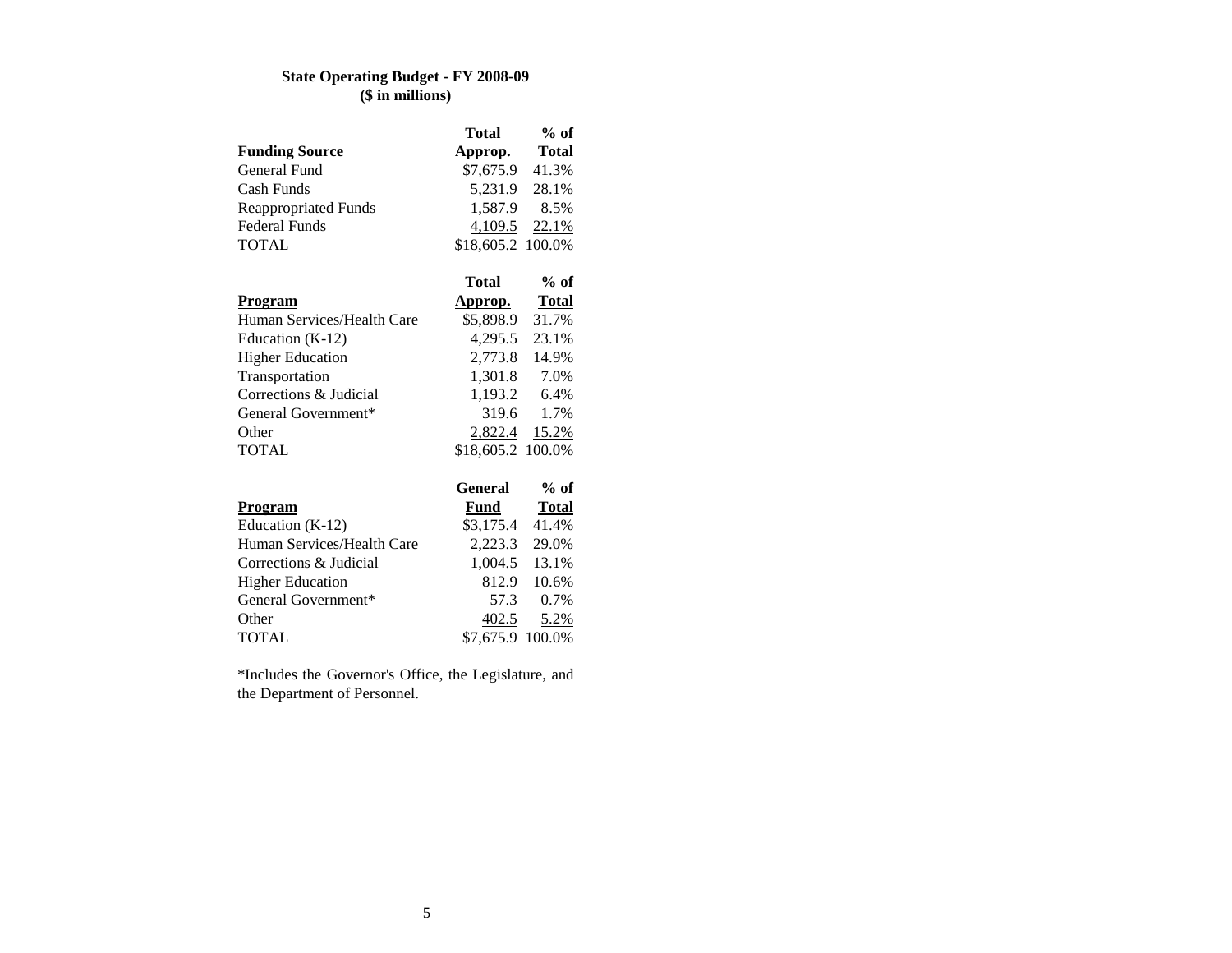**State Operating Budget - FY 2008-09**
**($ in millions)**

| Funding Source | Total Approp. | % of Total |
|---|---|---|
| General Fund | $7,675.9 | 41.3% |
| Cash Funds | 5,231.9 | 28.1% |
| Reappropriated Funds | 1,587.9 | 8.5% |
| Federal Funds | 4,109.5 | 22.1% |
| TOTAL | $18,605.2 | 100.0% |

| Program | Total Approp. | % of Total |
|---|---|---|
| Human Services/Health Care | $5,898.9 | 31.7% |
| Education (K-12) | 4,295.5 | 23.1% |
| Higher Education | 2,773.8 | 14.9% |
| Transportation | 1,301.8 | 7.0% |
| Corrections & Judicial | 1,193.2 | 6.4% |
| General Government* | 319.6 | 1.7% |
| Other | 2,822.4 | 15.2% |
| TOTAL | $18,605.2 | 100.0% |

| Program | General Fund | % of Total |
|---|---|---|
| Education (K-12) | $3,175.4 | 41.4% |
| Human Services/Health Care | 2,223.3 | 29.0% |
| Corrections & Judicial | 1,004.5 | 13.1% |
| Higher Education | 812.9 | 10.6% |
| General Government* | 57.3 | 0.7% |
| Other | 402.5 | 5.2% |
| TOTAL | $7,675.9 | 100.0% |

*Includes the Governor's Office, the Legislature, and the Department of Personnel.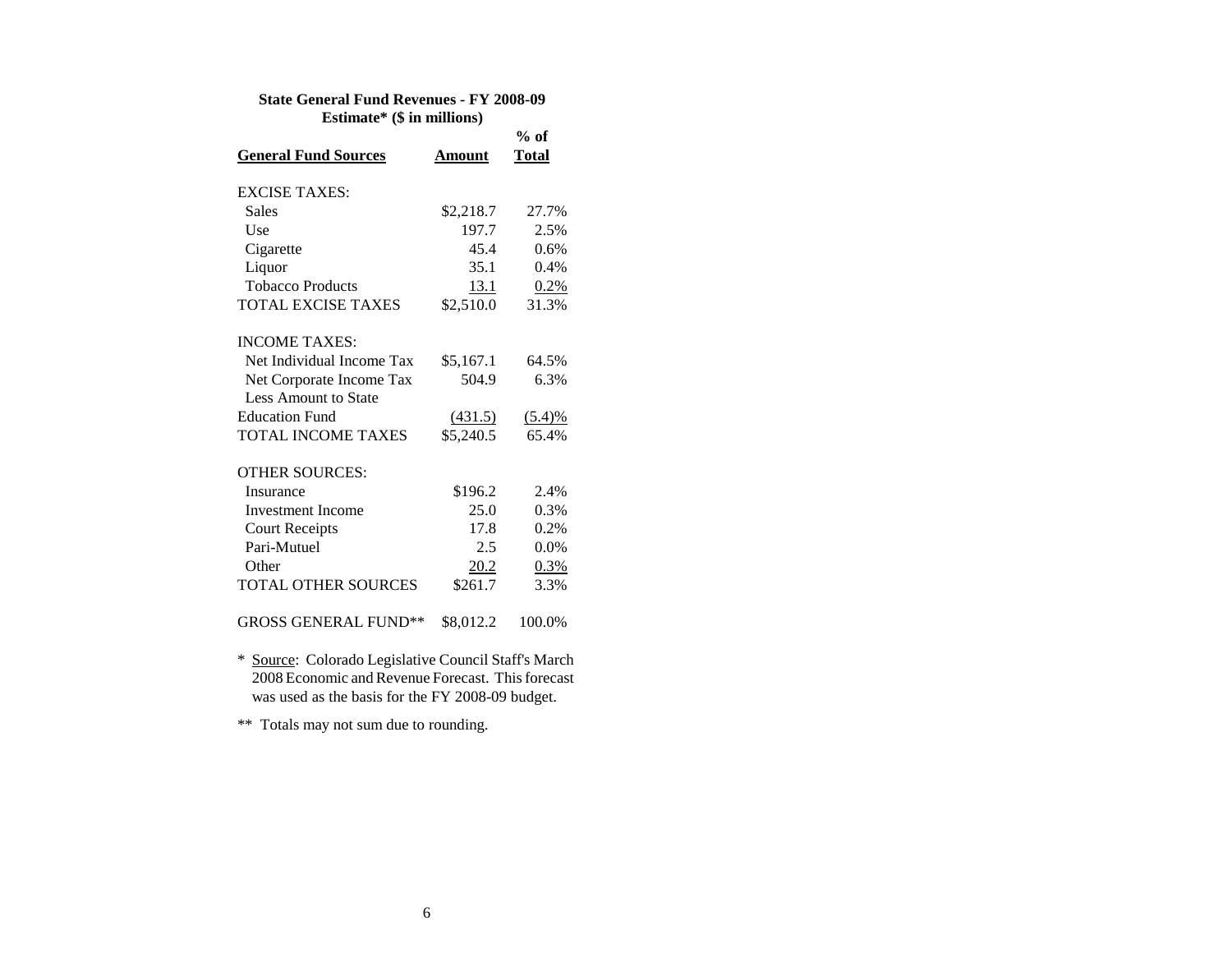**State General Fund Revenues - FY 2008-09**
**Estimate* ($ in millions)**

| General Fund Sources | Amount | % of Total |
|---|---|---|
| EXCISE TAXES: | | |
| Sales | $2,218.7 | 27.7% |
| Use | 197.7 | 2.5% |
| Cigarette | 45.4 | 0.6% |
| Liquor | 35.1 | 0.4% |
| Tobacco Products | 13.1 | 0.2% |
| TOTAL EXCISE TAXES | $2,510.0 | 31.3% |
| INCOME TAXES: | | |
| Net Individual Income Tax | $5,167.1 | 64.5% |
| Net Corporate Income Tax | 504.9 | 6.3% |
| Less Amount to State Education Fund | (431.5) | (5.4)% |
| TOTAL INCOME TAXES | $5,240.5 | 65.4% |
| OTHER SOURCES: | | |
| Insurance | $196.2 | 2.4% |
| Investment Income | 25.0 | 0.3% |
| Court Receipts | 17.8 | 0.2% |
| Pari-Mutuel | 2.5 | 0.0% |
| Other | 20.2 | 0.3% |
| TOTAL OTHER SOURCES | $261.7 | 3.3% |
| GROSS GENERAL FUND** | $8,012.2 | 100.0% |

\* Source: Colorado Legislative Council Staff's March 2008 Economic and Revenue Forecast. This forecast was used as the basis for the FY 2008-09 budget.

** Totals may not sum due to rounding.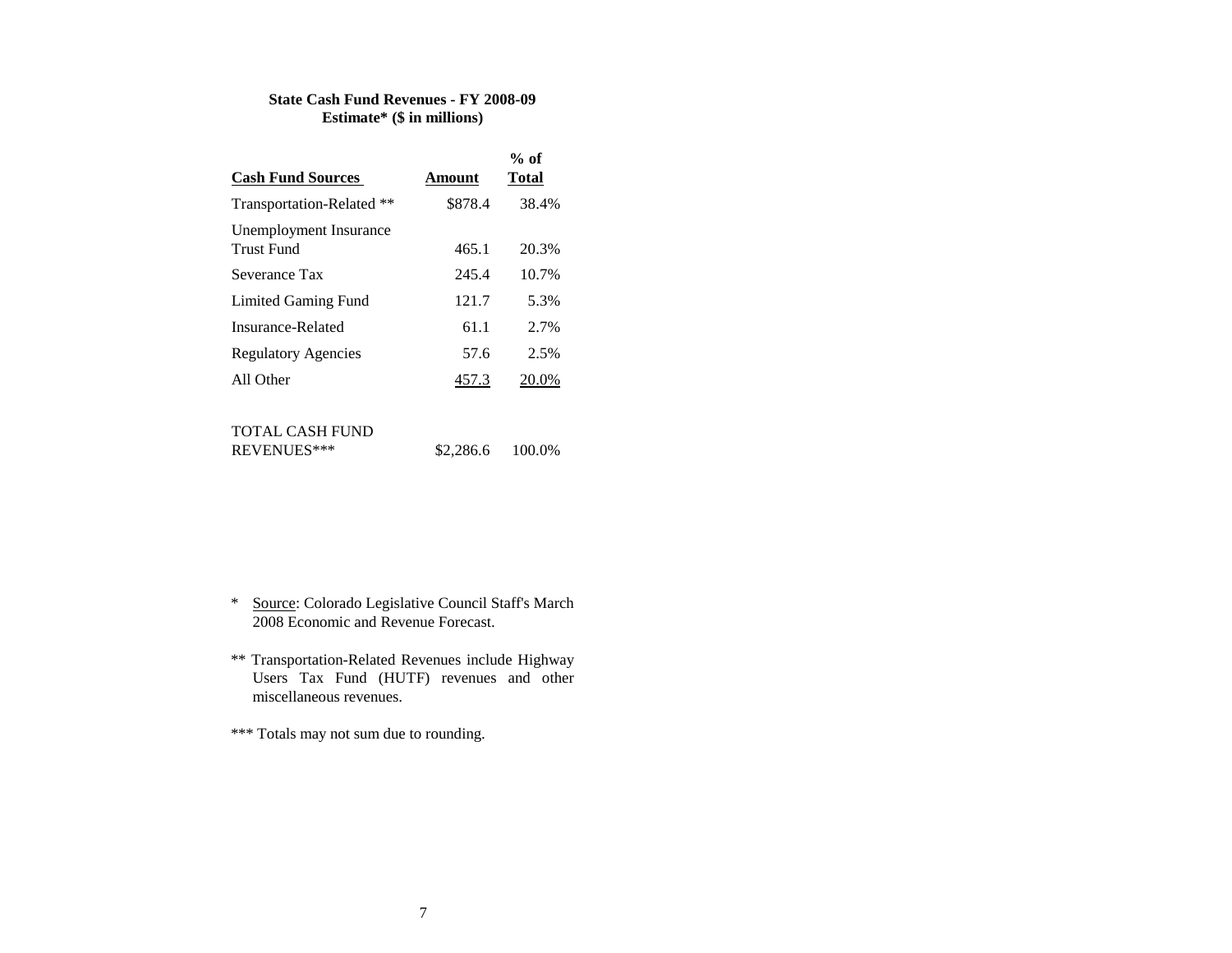**State Cash Fund Revenues - FY 2008-09 Estimate* ($ in millions)**

| Cash Fund Sources | Amount | % of Total |
|---|---|---|
| Transportation-Related ** | $878.4 | 38.4% |
| Unemployment Insurance Trust Fund | 465.1 | 20.3% |
| Severance Tax | 245.4 | 10.7% |
| Limited Gaming Fund | 121.7 | 5.3% |
| Insurance-Related | 61.1 | 2.7% |
| Regulatory Agencies | 57.6 | 2.5% |
| All Other | 457.3 | 20.0% |
| TOTAL CASH FUND REVENUES*** | $2,286.6 | 100.0% |

\* Source: Colorado Legislative Council Staff's March 2008 Economic and Revenue Forecast.

\** Transportation-Related Revenues include Highway Users Tax Fund (HUTF) revenues and other miscellaneous revenues.

\*** Totals may not sum due to rounding.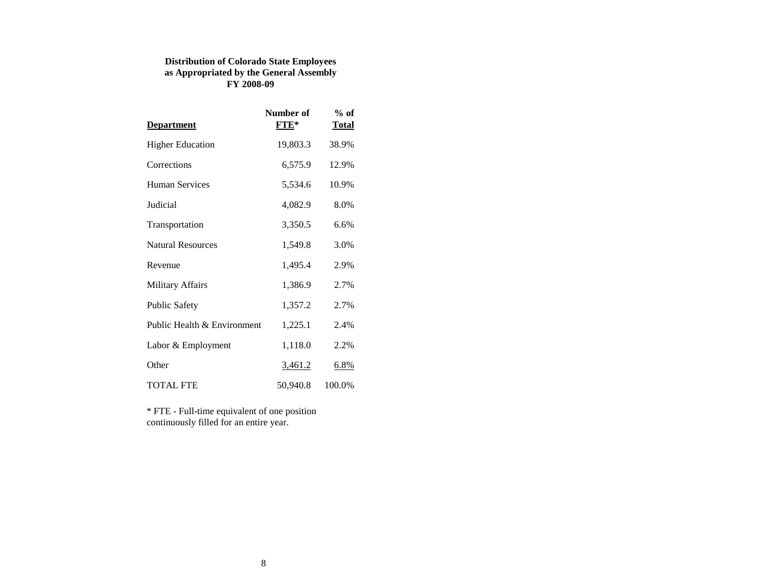**Distribution of Colorado State Employees as Appropriated by the General Assembly FY 2008-09**

| Department | Number of FTE* | % of Total |
|---|---|---|
| Higher Education | 19,803.3 | 38.9% |
| Corrections | 6,575.9 | 12.9% |
| Human Services | 5,534.6 | 10.9% |
| Judicial | 4,082.9 | 8.0% |
| Transportation | 3,350.5 | 6.6% |
| Natural Resources | 1,549.8 | 3.0% |
| Revenue | 1,495.4 | 2.9% |
| Military Affairs | 1,386.9 | 2.7% |
| Public Safety | 1,357.2 | 2.7% |
| Public Health & Environment | 1,225.1 | 2.4% |
| Labor & Employment | 1,118.0 | 2.2% |
| Other | 3,461.2 | 6.8% |
| TOTAL FTE | 50,940.8 | 100.0% |

* FTE - Full-time equivalent of one position continuously filled for an entire year.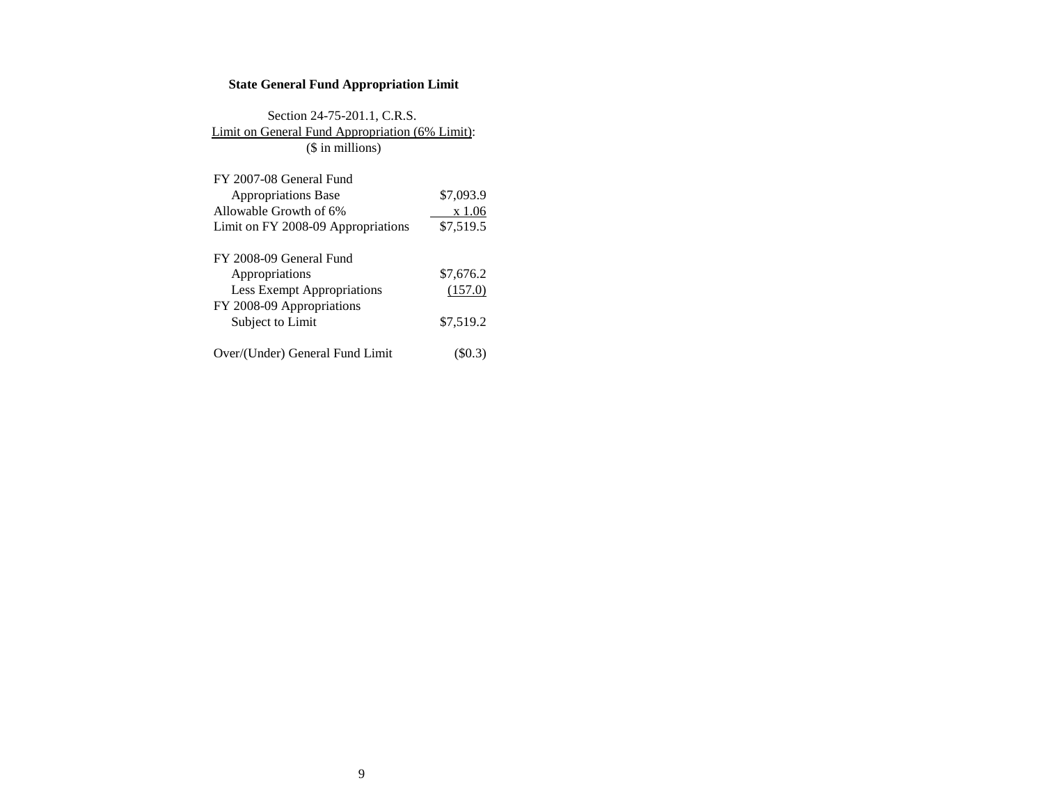**State General Fund Appropriation Limit**

Section 24-75-201.1, C.R.S.
Limit on General Fund Appropriation (6% Limit):
($ in millions)

| | |
|---|---|
| FY 2007-08 General Fund Appropriations Base | $7,093.9 |
| Allowable Growth of 6% | x 1.06 |
| Limit on FY 2008-09 Appropriations | $7,519.5 |
| | |
| FY 2008-09 General Fund Appropriations | $7,676.2 |
| Less Exempt Appropriations | (157.0) |
| FY 2008-09 Appropriations Subject to Limit | $7,519.2 |
| | |
| Over/(Under) General Fund Limit | ($0.3) |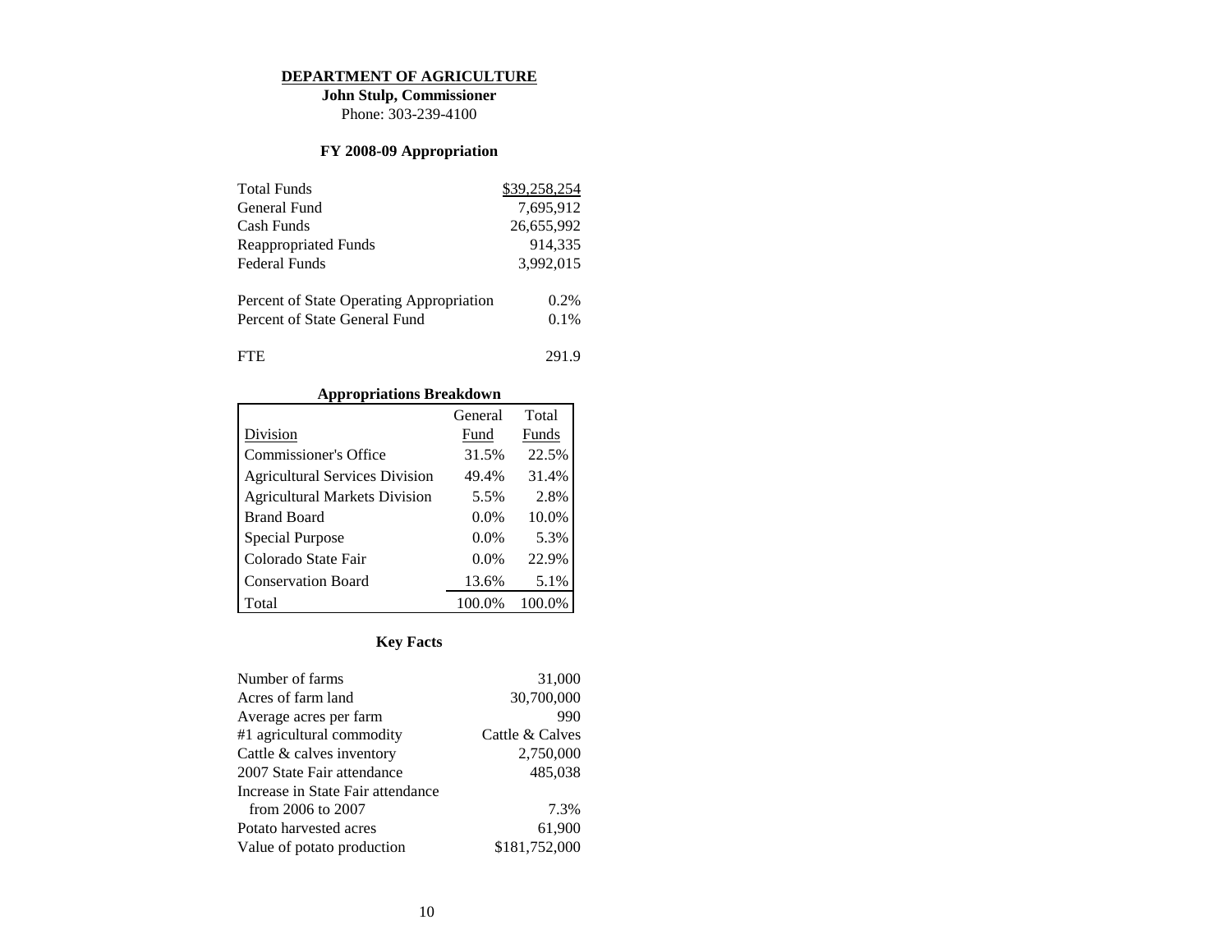# DEPARTMENT OF AGRICULTURE

**John Stulp, Commissioner**

Phone: 303-239-4100

## FY 2008-09 Appropriation

| | |
|---|---|
| Total Funds | $39,258,254 |
| General Fund | 7,695,912 |
| Cash Funds | 26,655,992 |
| Reappropriated Funds | 914,335 |
| Federal Funds | 3,992,015 |
| | |
| Percent of State Operating Appropriation | 0.2% |
| Percent of State General Fund | 0.1% |
| | |
| FTE | 291.9 |

## Appropriations Breakdown

| Division | General Fund | Total Funds |
|---|---|---|
| Commissioner's Office | 31.5% | 22.5% |
| Agricultural Services Division | 49.4% | 31.4% |
| Agricultural Markets Division | 5.5% | 2.8% |
| Brand Board | 0.0% | 10.0% |
| Special Purpose | 0.0% | 5.3% |
| Colorado State Fair | 0.0% | 22.9% |
| Conservation Board | 13.6% | 5.1% |
| Total | 100.0% | 100.0% |

## Key Facts

| | |
|---|---|
| Number of farms | 31,000 |
| Acres of farm land | 30,700,000 |
| Average acres per farm | 990 |
| #1 agricultural commodity | Cattle & Calves |
| Cattle & calves inventory | 2,750,000 |
| 2007 State Fair attendance | 485,038 |
| Increase in State Fair attendance from 2006 to 2007 | 7.3% |
| Potato harvested acres | 61,900 |
| Value of potato production | $181,752,000 |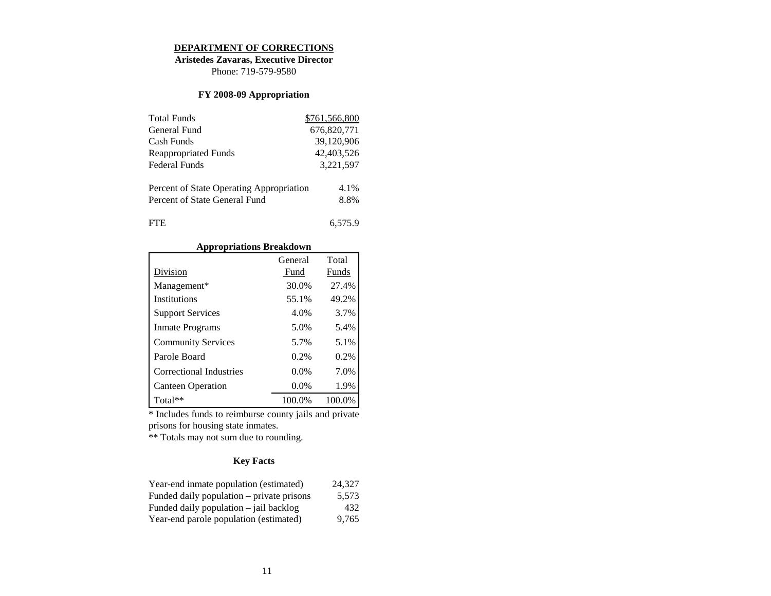## DEPARTMENT OF CORRECTIONS

**Aristedes Zavaras, Executive Director**
Phone: 719-579-9580

### FY 2008-09 Appropriation

| | |
|---|---|
| Total Funds | $761,566,800 |
| General Fund | 676,820,771 |
| Cash Funds | 39,120,906 |
| Reappropriated Funds | 42,403,526 |
| Federal Funds | 3,221,597 |
| | |
| Percent of State Operating Appropriation | 4.1% |
| Percent of State General Fund | 8.8% |
| | |
| FTE | 6,575.9 |

### Appropriations Breakdown

| Division | General Fund | Total Funds |
|---|---|---|
| Management* | 30.0% | 27.4% |
| Institutions | 55.1% | 49.2% |
| Support Services | 4.0% | 3.7% |
| Inmate Programs | 5.0% | 5.4% |
| Community Services | 5.7% | 5.1% |
| Parole Board | 0.2% | 0.2% |
| Correctional Industries | 0.0% | 7.0% |
| Canteen Operation | 0.0% | 1.9% |
| Total** | 100.0% | 100.0% |

* Includes funds to reimburse county jails and private prisons for housing state inmates.

** Totals may not sum due to rounding.

### Key Facts

| | |
|---|---|
| Year-end inmate population (estimated) | 24,327 |
| Funded daily population – private prisons | 5,573 |
| Funded daily population – jail backlog | 432 |
| Year-end parole population (estimated) | 9,765 |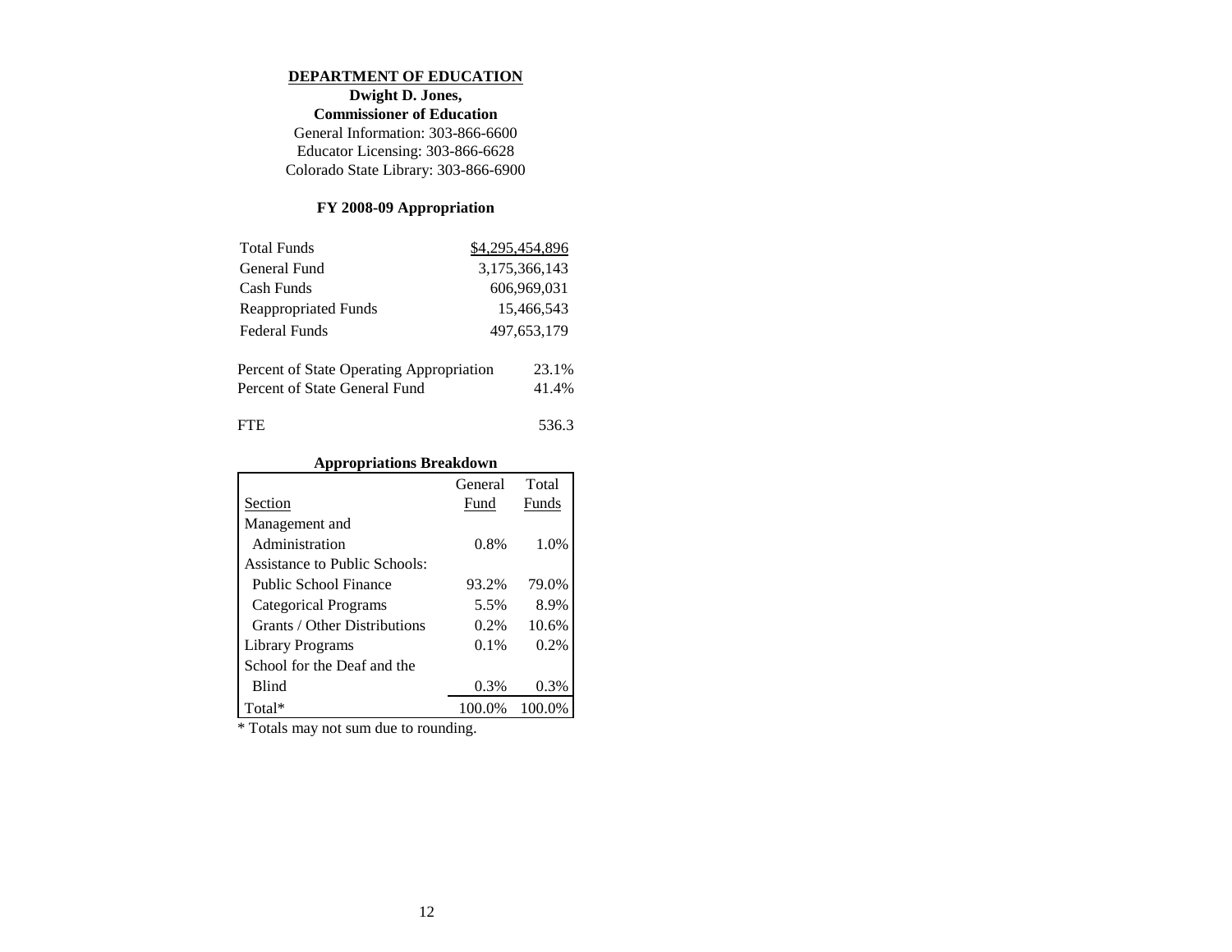# DEPARTMENT OF EDUCATION

**Dwight D. Jones,**
**Commissioner of Education**

General Information: 303-866-6600
Educator Licensing: 303-866-6628
Colorado State Library: 303-866-6900

## FY 2008-09 Appropriation

| | |
|---|---|
| Total Funds | $4,295,454,896 |
| General Fund | 3,175,366,143 |
| Cash Funds | 606,969,031 |
| Reappropriated Funds | 15,466,543 |
| Federal Funds | 497,653,179 |

| | |
|---|---|
| Percent of State Operating Appropriation | 23.1% |
| Percent of State General Fund | 41.4% |

| | |
|---|---|
| FTE | 536.3 |

### Appropriations Breakdown

| Section | General Fund | Total Funds |
|---|---|---|
| Management and Administration | 0.8% | 1.0% |
| Assistance to Public Schools: | | |
| Public School Finance | 93.2% | 79.0% |
| Categorical Programs | 5.5% | 8.9% |
| Grants / Other Distributions | 0.2% | 10.6% |
| Library Programs | 0.1% | 0.2% |
| School for the Deaf and the Blind | 0.3% | 0.3% |
| Total* | 100.0% | 100.0% |

* Totals may not sum due to rounding.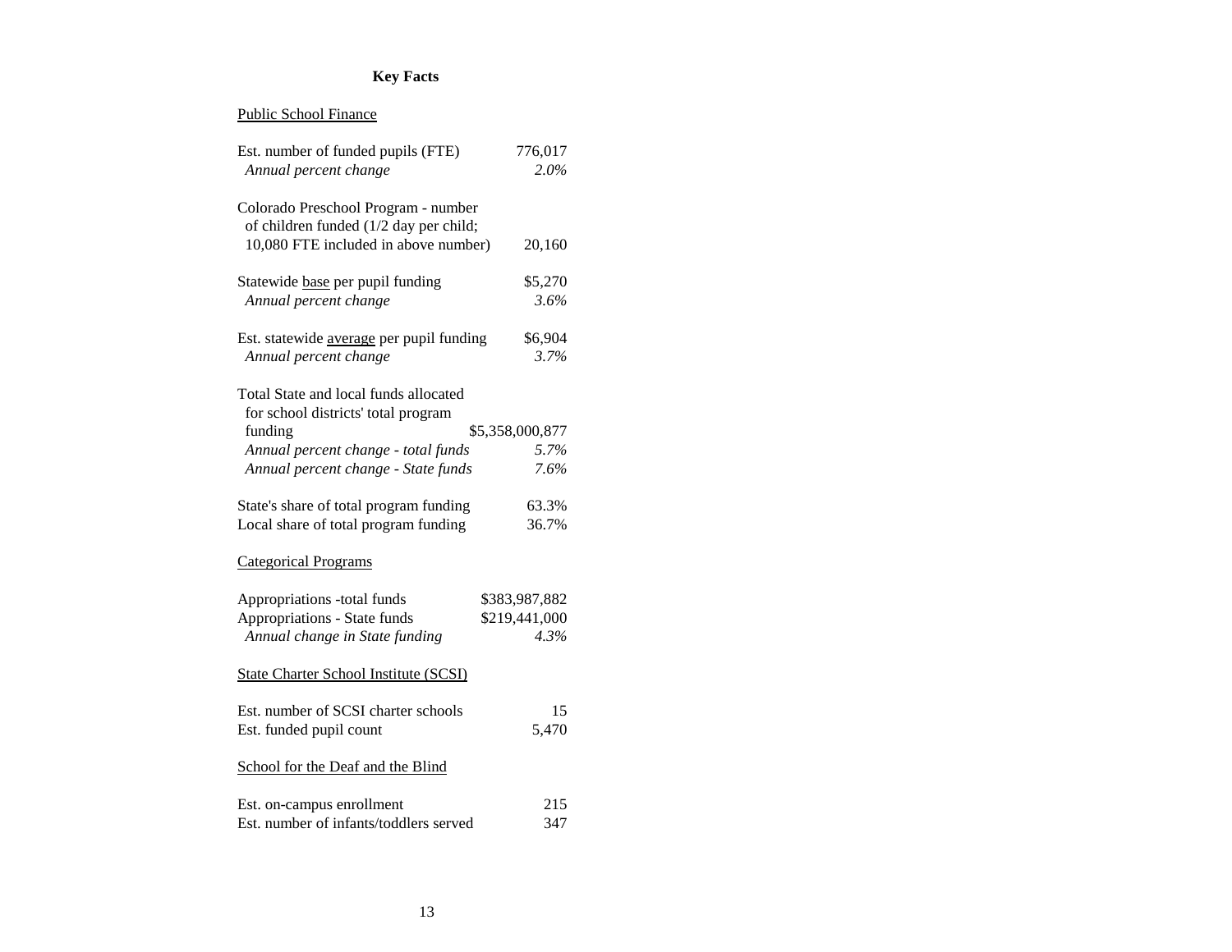# Key Facts

## Public School Finance

| | |
|---|---|
| Est. number of funded pupils (FTE) | 776,017 |
| *Annual percent change* | *2.0%* |
| Colorado Preschool Program - number of children funded (1/2 day per child; 10,080 FTE included in above number) | 20,160 |
| Statewide <u>base</u> per pupil funding | \$5,270 |
| *Annual percent change* | *3.6%* |
| Est. statewide <u>average</u> per pupil funding | \$6,904 |
| *Annual percent change* | *3.7%* |
| Total State and local funds allocated for school districts' total program funding | \$5,358,000,877 |
| *Annual percent change - total funds* | *5.7%* |
| *Annual percent change - State funds* | *7.6%* |
| State's share of total program funding | 63.3% |
| Local share of total program funding | 36.7% |

## Categorical Programs

| | |
|---|---|
| Appropriations -total funds | \$383,987,882 |
| Appropriations - State funds | \$219,441,000 |
| *Annual change in State funding* | *4.3%* |

## State Charter School Institute (SCSI)

| | |
|---|---|
| Est. number of SCSI charter schools | 15 |
| Est. funded pupil count | 5,470 |

## School for the Deaf and the Blind

| | |
|---|---|
| Est. on-campus enrollment | 215 |
| Est. number of infants/toddlers served | 347 |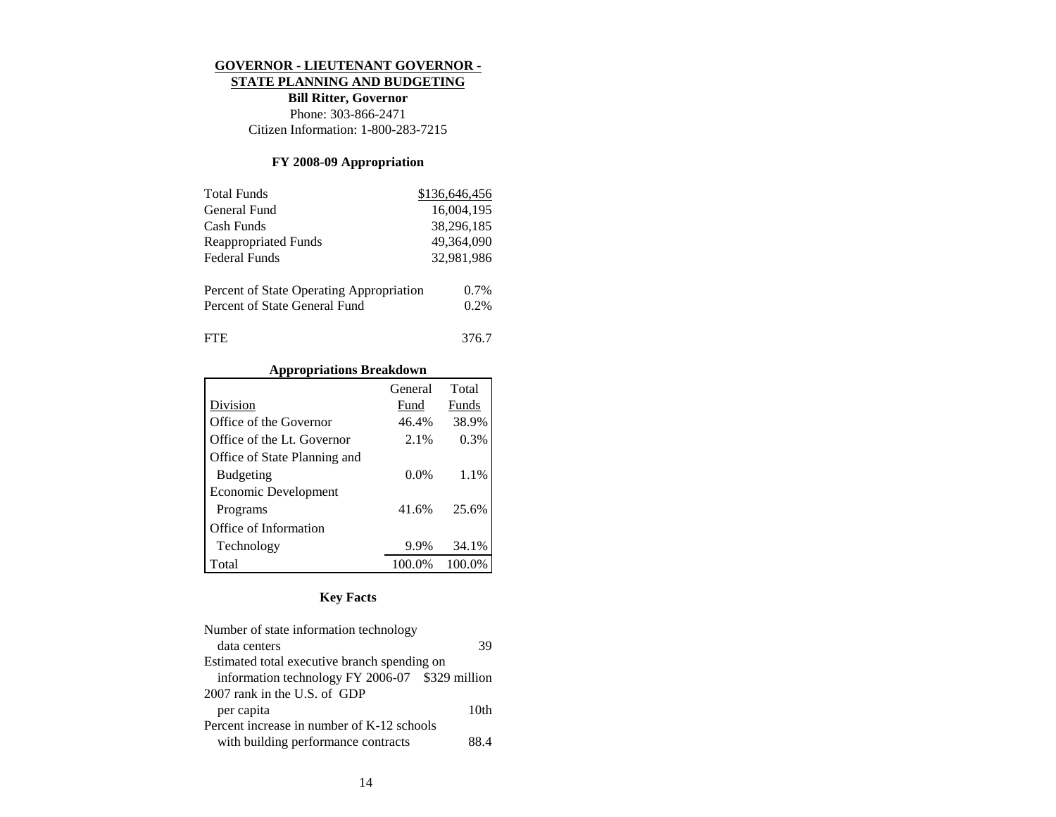# GOVERNOR - LIEUTENANT GOVERNOR - STATE PLANNING AND BUDGETING

**Bill Ritter, Governor**

Phone: 303-866-2471

Citizen Information: 1-800-283-7215

## FY 2008-09 Appropriation

| | |
|---|---|
| Total Funds | $136,646,456 |
| General Fund | 16,004,195 |
| Cash Funds | 38,296,185 |
| Reappropriated Funds | 49,364,090 |
| Federal Funds | 32,981,986 |

| | |
|---|---|
| Percent of State Operating Appropriation | 0.7% |
| Percent of State General Fund | 0.2% |

| | |
|---|---|
| FTE | 376.7 |

## Appropriations Breakdown

| Division | General Fund | Total Funds |
|---|---|---|
| Office of the Governor | 46.4% | 38.9% |
| Office of the Lt. Governor | 2.1% | 0.3% |
| Office of State Planning and Budgeting | 0.0% | 1.1% |
| Economic Development Programs | 41.6% | 25.6% |
| Office of Information Technology | 9.9% | 34.1% |
| Total | 100.0% | 100.0% |

## Key Facts

| | |
|---|---|
| Number of state information technology data centers | 39 |
| Estimated total executive branch spending on information technology FY 2006-07 | $329 million |
| 2007 rank in the U.S. of GDP per capita | 10th |
| Percent increase in number of K-12 schools with building performance contracts | 88.4 |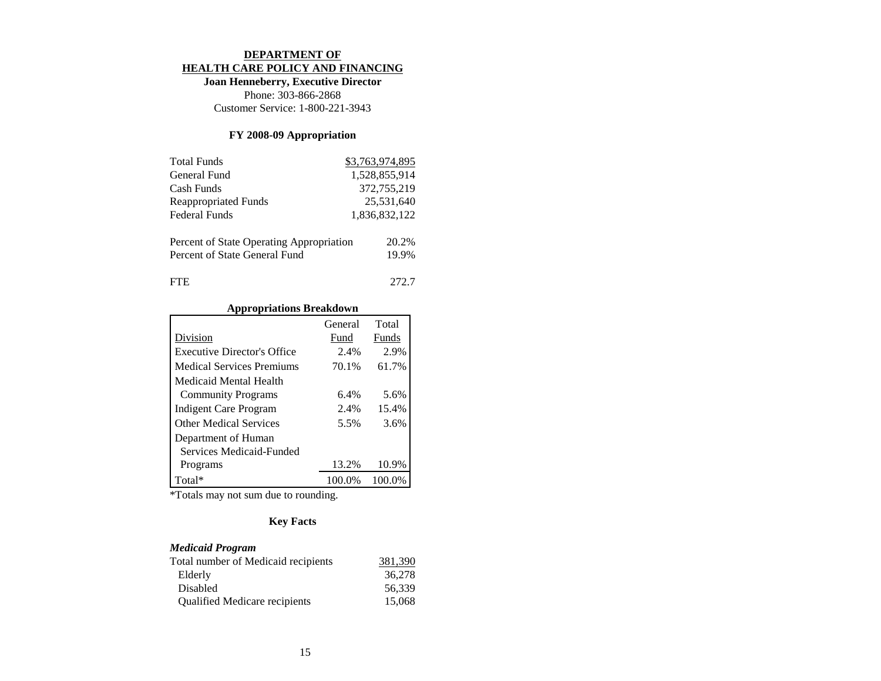# DEPARTMENT OF HEALTH CARE POLICY AND FINANCING

**Joan Henneberry, Executive Director**

Phone: 303-866-2868

Customer Service: 1-800-221-3943

### FY 2008-09 Appropriation

| | |
|---|---|
| Total Funds | $3,763,974,895 |
| General Fund | 1,528,855,914 |
| Cash Funds | 372,755,219 |
| Reappropriated Funds | 25,531,640 |
| Federal Funds | 1,836,832,122 |

| | |
|---|---|
| Percent of State Operating Appropriation | 20.2% |
| Percent of State General Fund | 19.9% |

| | |
|---|---|
| FTE | 272.7 |

### Appropriations Breakdown

| Division | General Fund | Total Funds |
|---|---|---|
| Executive Director's Office | 2.4% | 2.9% |
| Medical Services Premiums | 70.1% | 61.7% |
| Medicaid Mental Health Community Programs | 6.4% | 5.6% |
| Indigent Care Program | 2.4% | 15.4% |
| Other Medical Services | 5.5% | 3.6% |
| Department of Human Services Medicaid-Funded Programs | 13.2% | 10.9% |
| Total* | 100.0% | 100.0% |

*Totals may not sum due to rounding.

### Key Facts

***Medicaid Program***

| | |
|---|---|
| Total number of Medicaid recipients | 381,390 |
| Elderly | 36,278 |
| Disabled | 56,339 |
| Qualified Medicare recipients | 15,068 |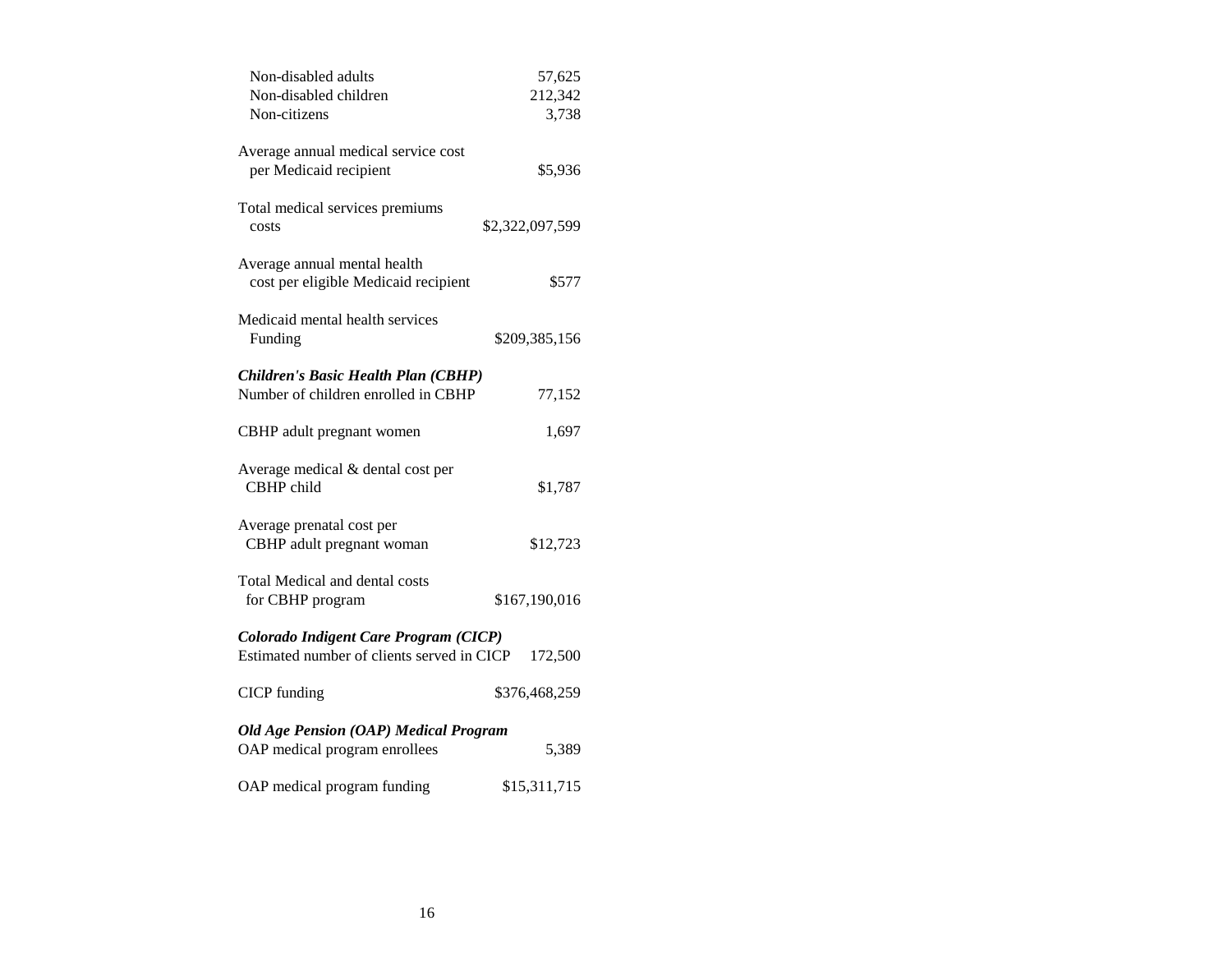| | |
|---|---|
| Non-disabled adults | 57,625 |
| Non-disabled children | 212,342 |
| Non-citizens | 3,738 |
| Average annual medical service cost per Medicaid recipient | $5,936 |
| Total medical services premiums costs | $2,322,097,599 |
| Average annual mental health cost per eligible Medicaid recipient | $577 |
| Medicaid mental health services Funding | $209,385,156 |
| ***Children's Basic Health Plan (CBHP)*** | |
| Number of children enrolled in CBHP | 77,152 |
| CBHP adult pregnant women | 1,697 |
| Average medical & dental cost per CBHP child | $1,787 |
| Average prenatal cost per CBHP adult pregnant woman | $12,723 |
| Total Medical and dental costs for CBHP program | $167,190,016 |
| ***Colorado Indigent Care Program (CICP)*** | |
| Estimated number of clients served in CICP | 172,500 |
| CICP funding | $376,468,259 |
| ***Old Age Pension (OAP) Medical Program*** | |
| OAP medical program enrollees | 5,389 |
| OAP medical program funding | $15,311,715 |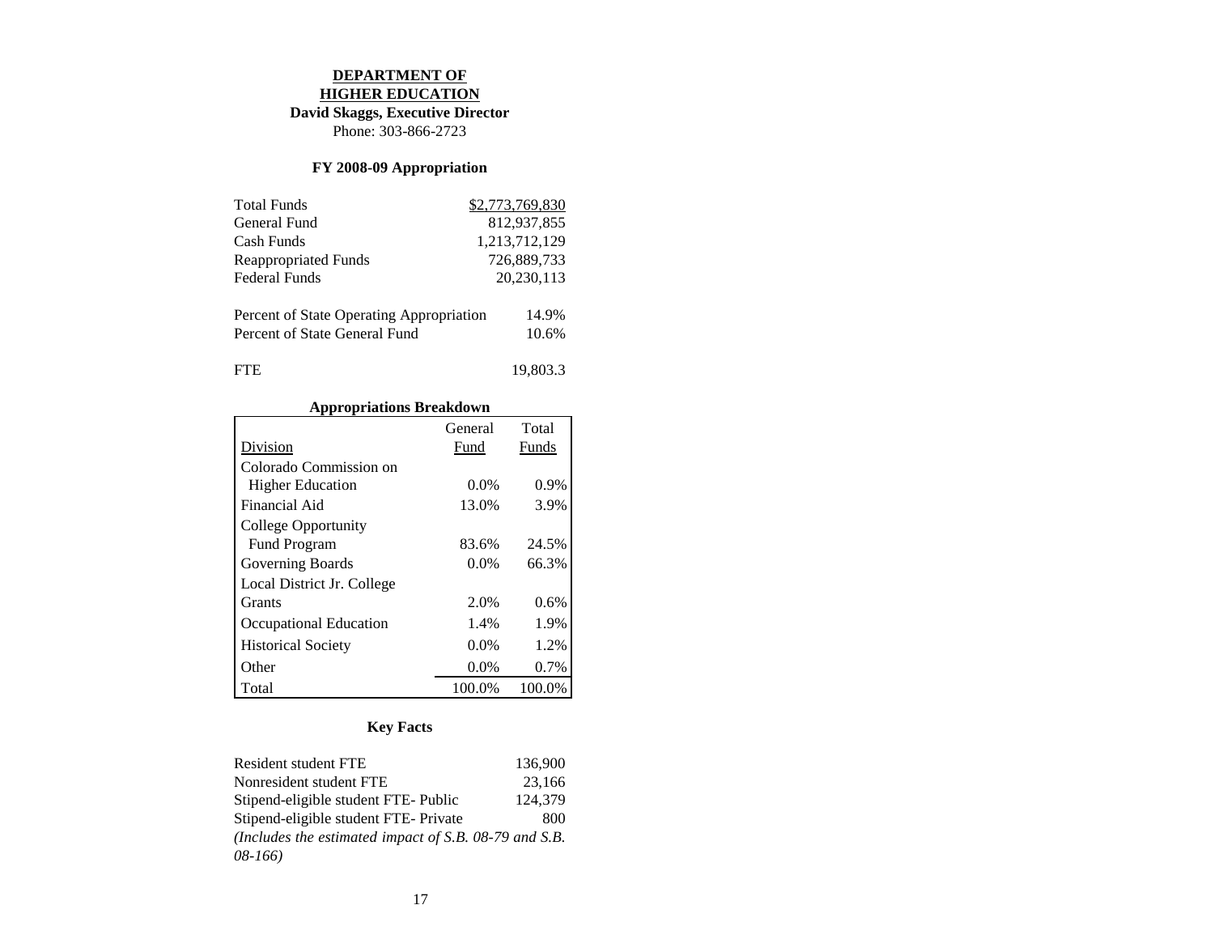## DEPARTMENT OF HIGHER EDUCATION

**David Skaggs, Executive Director**
Phone: 303-866-2723

### FY 2008-09 Appropriation

| | |
|---|---|
| Total Funds | $2,773,769,830 |
| General Fund | 812,937,855 |
| Cash Funds | 1,213,712,129 |
| Reappropriated Funds | 726,889,733 |
| Federal Funds | 20,230,113 |

| | |
|---|---|
| Percent of State Operating Appropriation | 14.9% |
| Percent of State General Fund | 10.6% |

| | |
|---|---|
| FTE | 19,803.3 |

### Appropriations Breakdown

| Division | General Fund | Total Funds |
|---|---|---|
| Colorado Commission on Higher Education | 0.0% | 0.9% |
| Financial Aid | 13.0% | 3.9% |
| College Opportunity Fund Program | 83.6% | 24.5% |
| Governing Boards | 0.0% | 66.3% |
| Local District Jr. College Grants | 2.0% | 0.6% |
| Occupational Education | 1.4% | 1.9% |
| Historical Society | 0.0% | 1.2% |
| Other | 0.0% | 0.7% |
| Total | 100.0% | 100.0% |

### Key Facts

| | |
|---|---|
| Resident student FTE | 136,900 |
| Nonresident student FTE | 23,166 |
| Stipend-eligible student FTE- Public | 124,379 |
| Stipend-eligible student FTE- Private | 800 |

*(Includes the estimated impact of S.B. 08-79 and S.B. 08-166)*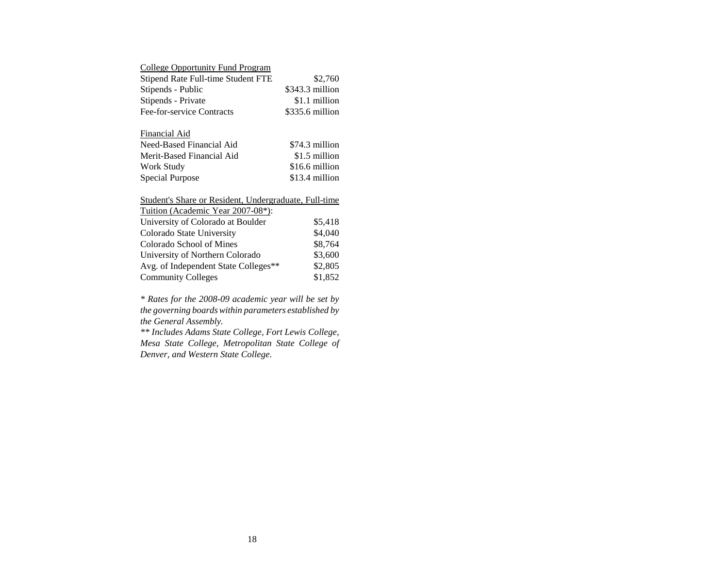<u>College Opportunity Fund Program</u>

| | |
|---|---|
| Stipend Rate Full-time Student FTE | $2,760 |
| Stipends - Public | $343.3 million |
| Stipends - Private | $1.1 million |
| Fee-for-service Contracts | $335.6 million |

<u>Financial Aid</u>

| | |
|---|---|
| Need-Based Financial Aid | $74.3 million |
| Merit-Based Financial Aid | $1.5 million |
| Work Study | $16.6 million |
| Special Purpose | $13.4 million |

<u>Student's Share or Resident, Undergraduate, Full-time Tuition (Academic Year 2007-08*)</u>:

| | |
|---|---|
| University of Colorado at Boulder | $5,418 |
| Colorado State University | $4,040 |
| Colorado School of Mines | $8,764 |
| University of Northern Colorado | $3,600 |
| Avg. of Independent State Colleges** | $2,805 |
| Community Colleges | $1,852 |

*\* Rates for the 2008-09 academic year will be set by the governing boards within parameters established by the General Assembly.*

*\*\* Includes Adams State College, Fort Lewis College, Mesa State College, Metropolitan State College of Denver, and Western State College.*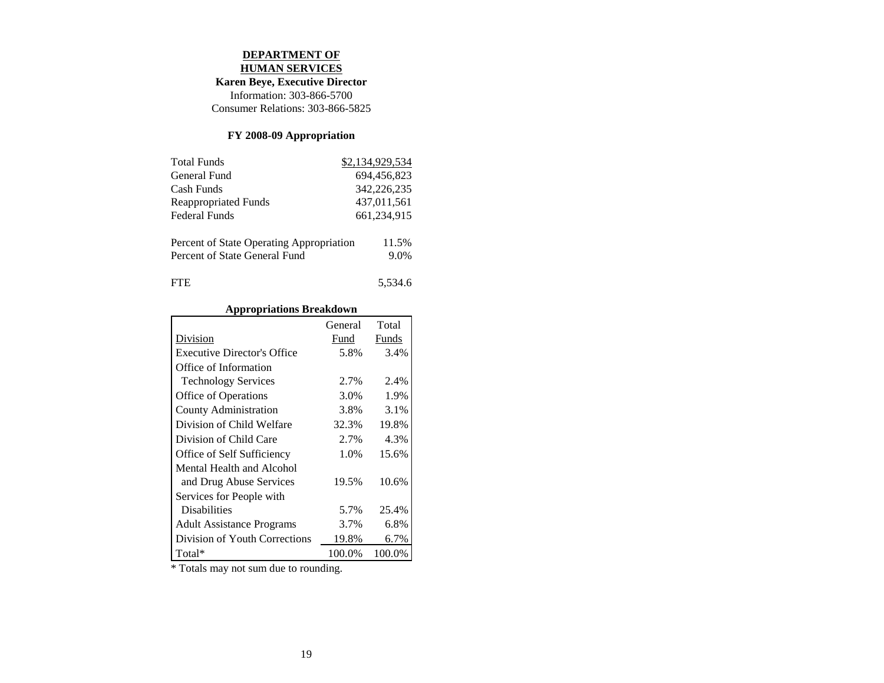## DEPARTMENT OF HUMAN SERVICES

**Karen Beye, Executive Director**

Information: 303-866-5700

Consumer Relations: 303-866-5825

### FY 2008-09 Appropriation

| | |
|---|---|
| Total Funds | $2,134,929,534 |
| General Fund | 694,456,823 |
| Cash Funds | 342,226,235 |
| Reappropriated Funds | 437,011,561 |
| Federal Funds | 661,234,915 |

| | |
|---|---|
| Percent of State Operating Appropriation | 11.5% |
| Percent of State General Fund | 9.0% |

| | |
|---|---|
| FTE | 5,534.6 |

**Appropriations Breakdown**

| Division | General Fund | Total Funds |
|---|---|---|
| Executive Director's Office | 5.8% | 3.4% |
| Office of Information Technology Services | 2.7% | 2.4% |
| Office of Operations | 3.0% | 1.9% |
| County Administration | 3.8% | 3.1% |
| Division of Child Welfare | 32.3% | 19.8% |
| Division of Child Care | 2.7% | 4.3% |
| Office of Self Sufficiency | 1.0% | 15.6% |
| Mental Health and Alcohol and Drug Abuse Services | 19.5% | 10.6% |
| Services for People with Disabilities | 5.7% | 25.4% |
| Adult Assistance Programs | 3.7% | 6.8% |
| Division of Youth Corrections | 19.8% | 6.7% |
| Total* | 100.0% | 100.0% |

* Totals may not sum due to rounding.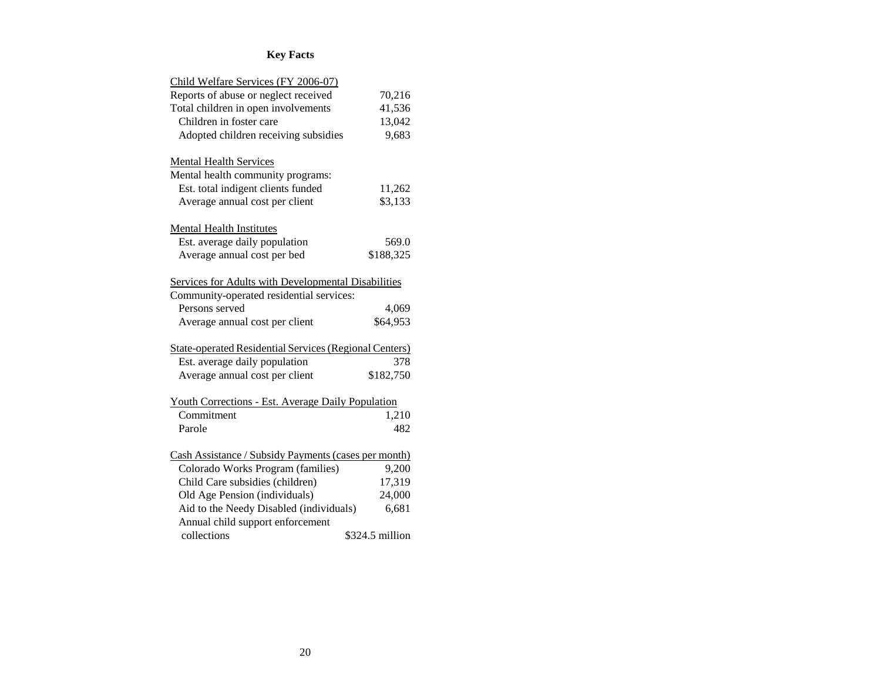## Key Facts

| Child Welfare Services (FY 2006-07) | |
|---|---|
| Reports of abuse or neglect received | 70,216 |
| Total children in open involvements | 41,536 |
| Children in foster care | 13,042 |
| Adopted children receiving subsidies | 9,683 |
| **Mental Health Services** | |
| Mental health community programs: | |
| Est. total indigent clients funded | 11,262 |
| Average annual cost per client | $3,133 |
| **Mental Health Institutes** | |
| Est. average daily population | 569.0 |
| Average annual cost per bed | $188,325 |
| **Services for Adults with Developmental Disabilities** | |
| Community-operated residential services: | |
| Persons served | 4,069 |
| Average annual cost per client | $64,953 |
| **State-operated Residential Services (Regional Centers)** | |
| Est. average daily population | 378 |
| Average annual cost per client | $182,750 |
| **Youth Corrections - Est. Average Daily Population** | |
| Commitment | 1,210 |
| Parole | 482 |
| **Cash Assistance / Subsidy Payments (cases per month)** | |
| Colorado Works Program (families) | 9,200 |
| Child Care subsidies (children) | 17,319 |
| Old Age Pension (individuals) | 24,000 |
| Aid to the Needy Disabled (individuals) | 6,681 |
| Annual child support enforcement collections | $324.5 million |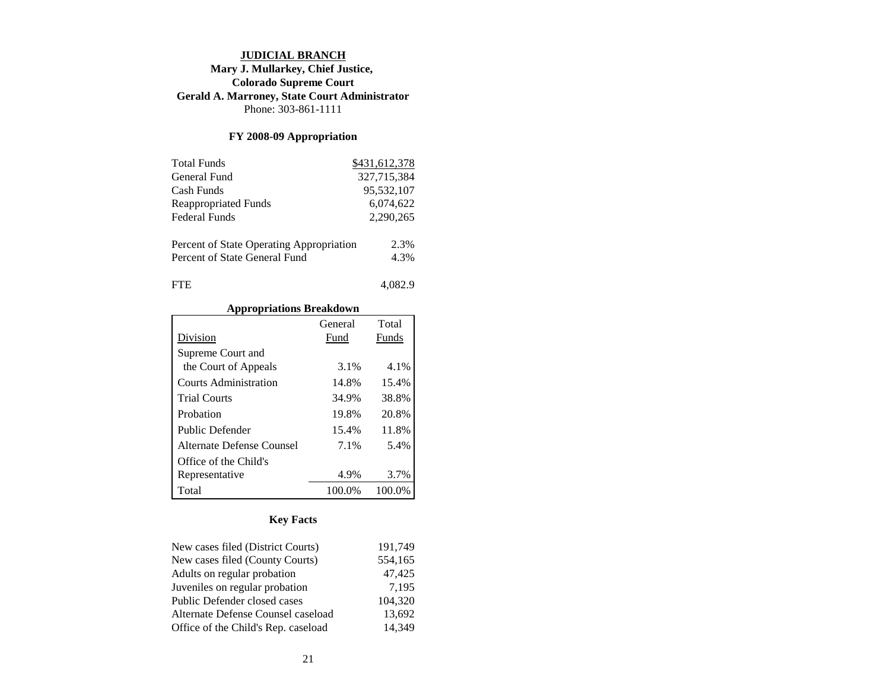# JUDICIAL BRANCH

**Mary J. Mullarkey, Chief Justice, Colorado Supreme Court**
**Gerald A. Marroney, State Court Administrator**
Phone: 303-861-1111

## FY 2008-09 Appropriation

| | |
|---|---:|
| Total Funds | $431,612,378 |
| General Fund | 327,715,384 |
| Cash Funds | 95,532,107 |
| Reappropriated Funds | 6,074,622 |
| Federal Funds | 2,290,265 |

| | |
|---|---:|
| Percent of State Operating Appropriation | 2.3% |
| Percent of State General Fund | 4.3% |

| | |
|---|---:|
| FTE | 4,082.9 |

### Appropriations Breakdown

| Division | General Fund | Total Funds |
|---|---:|---:|
| Supreme Court and the Court of Appeals | 3.1% | 4.1% |
| Courts Administration | 14.8% | 15.4% |
| Trial Courts | 34.9% | 38.8% |
| Probation | 19.8% | 20.8% |
| Public Defender | 15.4% | 11.8% |
| Alternate Defense Counsel | 7.1% | 5.4% |
| Office of the Child's Representative | 4.9% | 3.7% |
| Total | 100.0% | 100.0% |

## Key Facts

| | |
|---|---:|
| New cases filed (District Courts) | 191,749 |
| New cases filed (County Courts) | 554,165 |
| Adults on regular probation | 47,425 |
| Juveniles on regular probation | 7,195 |
| Public Defender closed cases | 104,320 |
| Alternate Defense Counsel caseload | 13,692 |
| Office of the Child's Rep. caseload | 14,349 |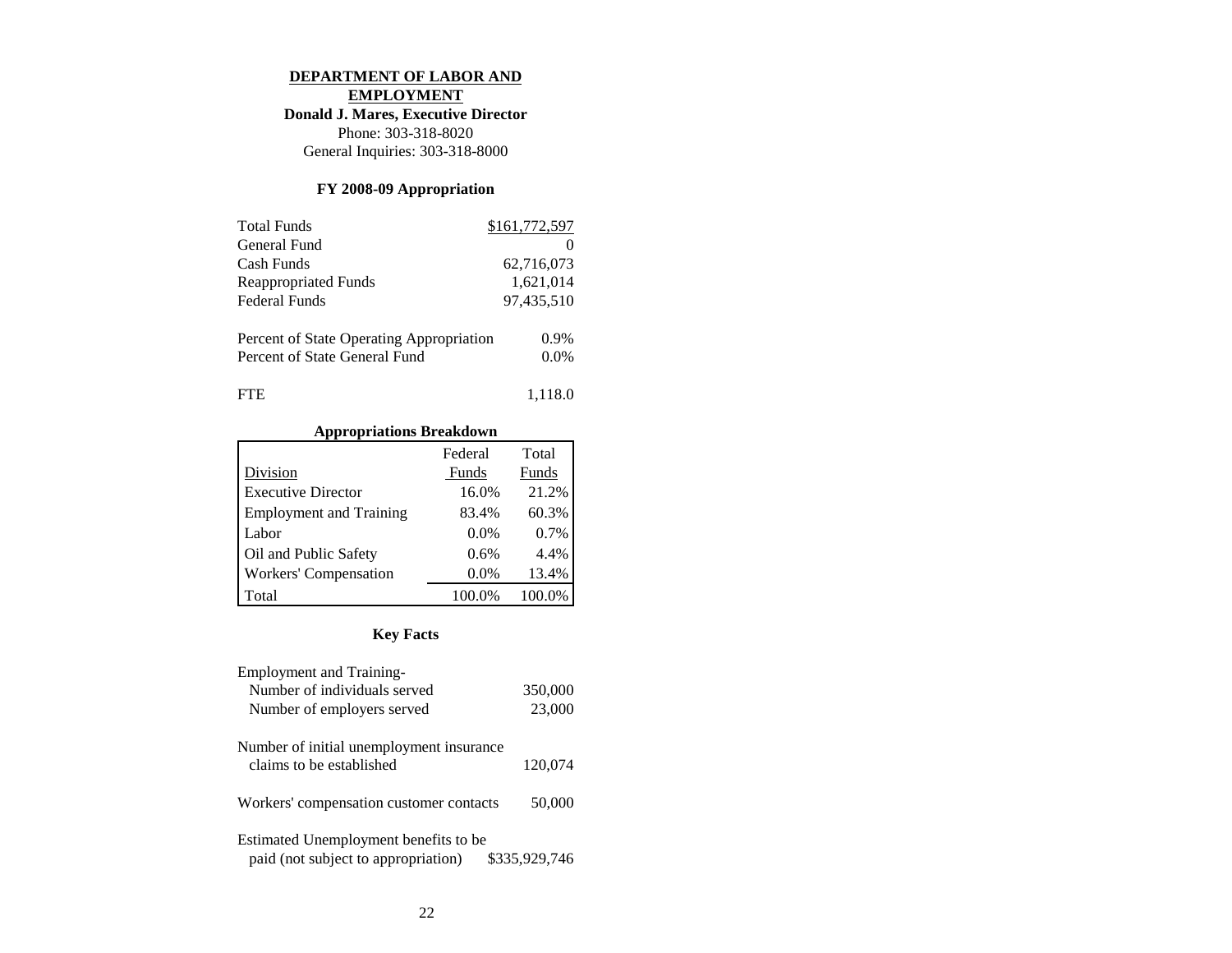## DEPARTMENT OF LABOR AND EMPLOYMENT

**Donald J. Mares, Executive Director**
Phone: 303-318-8020
General Inquiries: 303-318-8000

### FY 2008-09 Appropriation

| | |
|---|---|
| Total Funds | $161,772,597 |
| General Fund | 0 |
| Cash Funds | 62,716,073 |
| Reappropriated Funds | 1,621,014 |
| Federal Funds | 97,435,510 |

| | |
|---|---|
| Percent of State Operating Appropriation | 0.9% |
| Percent of State General Fund | 0.0% |

| | |
|---|---|
| FTE | 1,118.0 |

### Appropriations Breakdown

| Division | Federal Funds | Total Funds |
|---|---|---|
| Executive Director | 16.0% | 21.2% |
| Employment and Training | 83.4% | 60.3% |
| Labor | 0.0% | 0.7% |
| Oil and Public Safety | 0.6% | 4.4% |
| Workers' Compensation | 0.0% | 13.4% |
| Total | 100.0% | 100.0% |

### Key Facts

| | |
|---|---|
| Employment and Training- | |
| Number of individuals served | 350,000 |
| Number of employers served | 23,000 |
| Number of initial unemployment insurance claims to be established | 120,074 |
| Workers' compensation customer contacts | 50,000 |
| Estimated Unemployment benefits to be paid (not subject to appropriation) | $335,929,746 |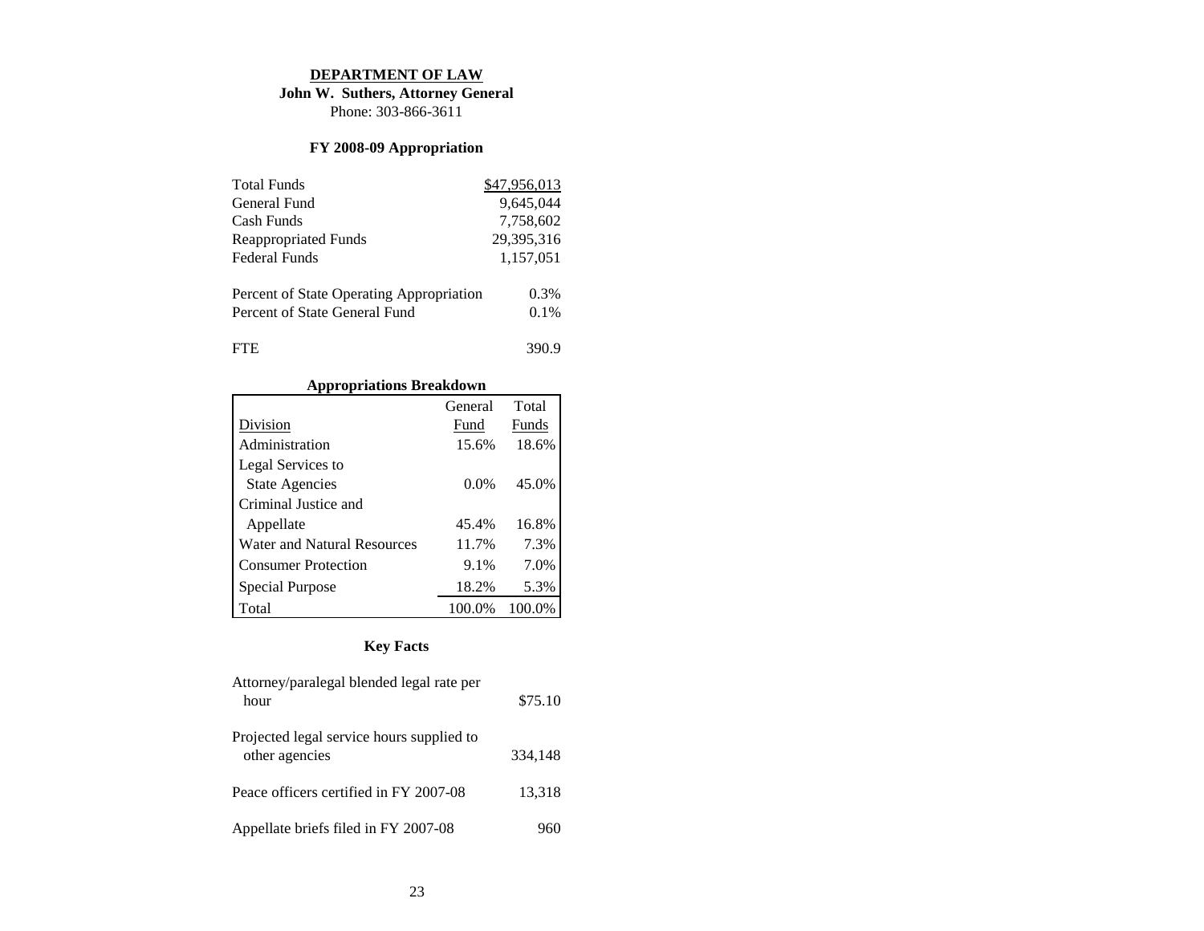## DEPARTMENT OF LAW

**John W. Suthers, Attorney General**

Phone: 303-866-3611

### FY 2008-09 Appropriation

| | |
|---|---|
| Total Funds | $47,956,013 |
| General Fund | 9,645,044 |
| Cash Funds | 7,758,602 |
| Reappropriated Funds | 29,395,316 |
| Federal Funds | 1,157,051 |
| | |
| Percent of State Operating Appropriation | 0.3% |
| Percent of State General Fund | 0.1% |
| | |
| FTE | 390.9 |

### Appropriations Breakdown

| Division | General Fund | Total Funds |
|---|---|---|
| Administration | 15.6% | 18.6% |
| Legal Services to State Agencies | 0.0% | 45.0% |
| Criminal Justice and Appellate | 45.4% | 16.8% |
| Water and Natural Resources | 11.7% | 7.3% |
| Consumer Protection | 9.1% | 7.0% |
| Special Purpose | 18.2% | 5.3% |
| Total | 100.0% | 100.0% |

### Key Facts

| | |
|---|---|
| Attorney/paralegal blended legal rate per hour | $75.10 |
| Projected legal service hours supplied to other agencies | 334,148 |
| Peace officers certified in FY 2007-08 | 13,318 |
| Appellate briefs filed in FY 2007-08 | 960 |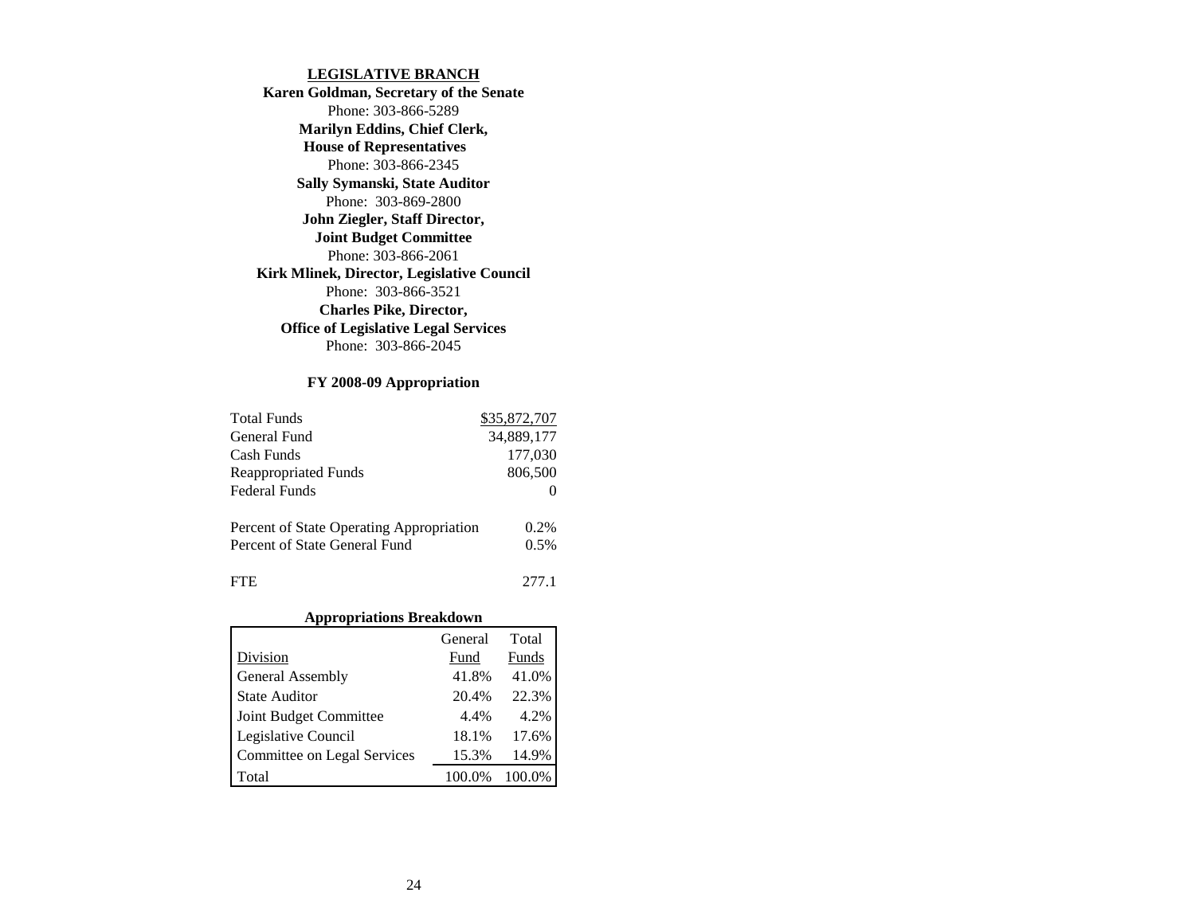## LEGISLATIVE BRANCH

**Karen Goldman, Secretary of the Senate**
Phone: 303-866-5289

**Marilyn Eddins, Chief Clerk, House of Representatives**
Phone: 303-866-2345

**Sally Symanski, State Auditor**
Phone: 303-869-2800

**John Ziegler, Staff Director, Joint Budget Committee**
Phone: 303-866-2061

**Kirk Mlinek, Director, Legislative Council**
Phone: 303-866-3521

**Charles Pike, Director, Office of Legislative Legal Services**
Phone: 303-866-2045

### FY 2008-09 Appropriation

| | |
|---|---:|
| Total Funds | $35,872,707 |
| General Fund | 34,889,177 |
| Cash Funds | 177,030 |
| Reappropriated Funds | 806,500 |
| Federal Funds | 0 |
| | |
| Percent of State Operating Appropriation | 0.2% |
| Percent of State General Fund | 0.5% |
| | |
| FTE | 277.1 |

### Appropriations Breakdown

| Division | General Fund | Total Funds |
|---|---:|---:|
| General Assembly | 41.8% | 41.0% |
| State Auditor | 20.4% | 22.3% |
| Joint Budget Committee | 4.4% | 4.2% |
| Legislative Council | 18.1% | 17.6% |
| Committee on Legal Services | 15.3% | 14.9% |
| Total | 100.0% | 100.0% |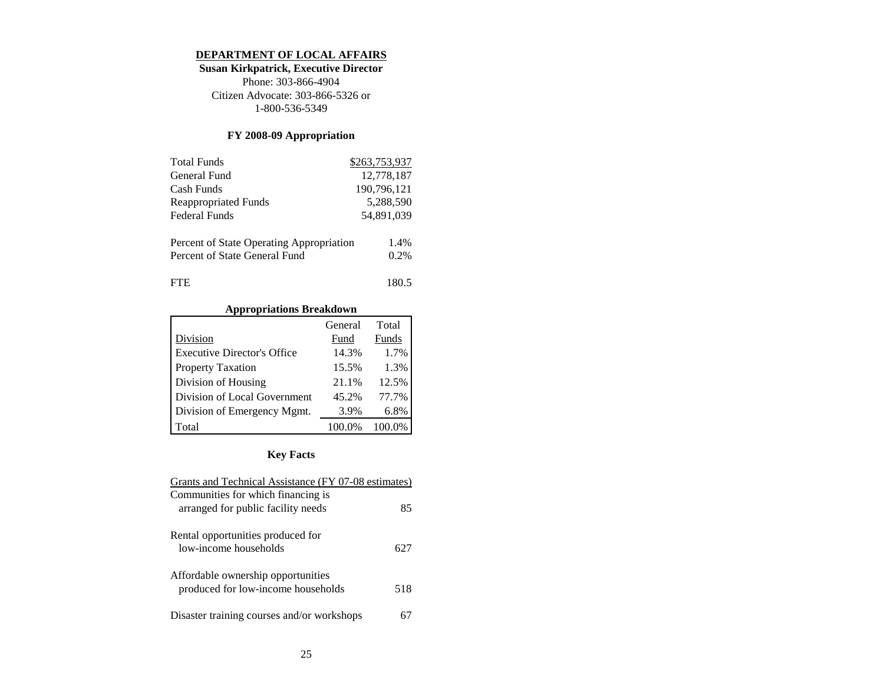# DEPARTMENT OF LOCAL AFFAIRS

**Susan Kirkpatrick, Executive Director**

Phone: 303-866-4904

Citizen Advocate: 303-866-5326 or 1-800-536-5349

## FY 2008-09 Appropriation

| | |
|---|---|
| Total Funds | $263,753,937 |
| General Fund | 12,778,187 |
| Cash Funds | 190,796,121 |
| Reappropriated Funds | 5,288,590 |
| Federal Funds | 54,891,039 |

| | |
|---|---|
| Percent of State Operating Appropriation | 1.4% |
| Percent of State General Fund | 0.2% |

| | |
|---|---|
| FTE | 180.5 |

### Appropriations Breakdown

| Division | General Fund | Total Funds |
|---|---|---|
| Executive Director's Office | 14.3% | 1.7% |
| Property Taxation | 15.5% | 1.3% |
| Division of Housing | 21.1% | 12.5% |
| Division of Local Government | 45.2% | 77.7% |
| Division of Emergency Mgmt. | 3.9% | 6.8% |
| Total | 100.0% | 100.0% |

## Key Facts

| Grants and Technical Assistance (FY 07-08 estimates) | |
|---|---|
| Communities for which financing is arranged for public facility needs | 85 |
| Rental opportunities produced for low-income households | 627 |
| Affordable ownership opportunities produced for low-income households | 518 |
| Disaster training courses and/or workshops | 67 |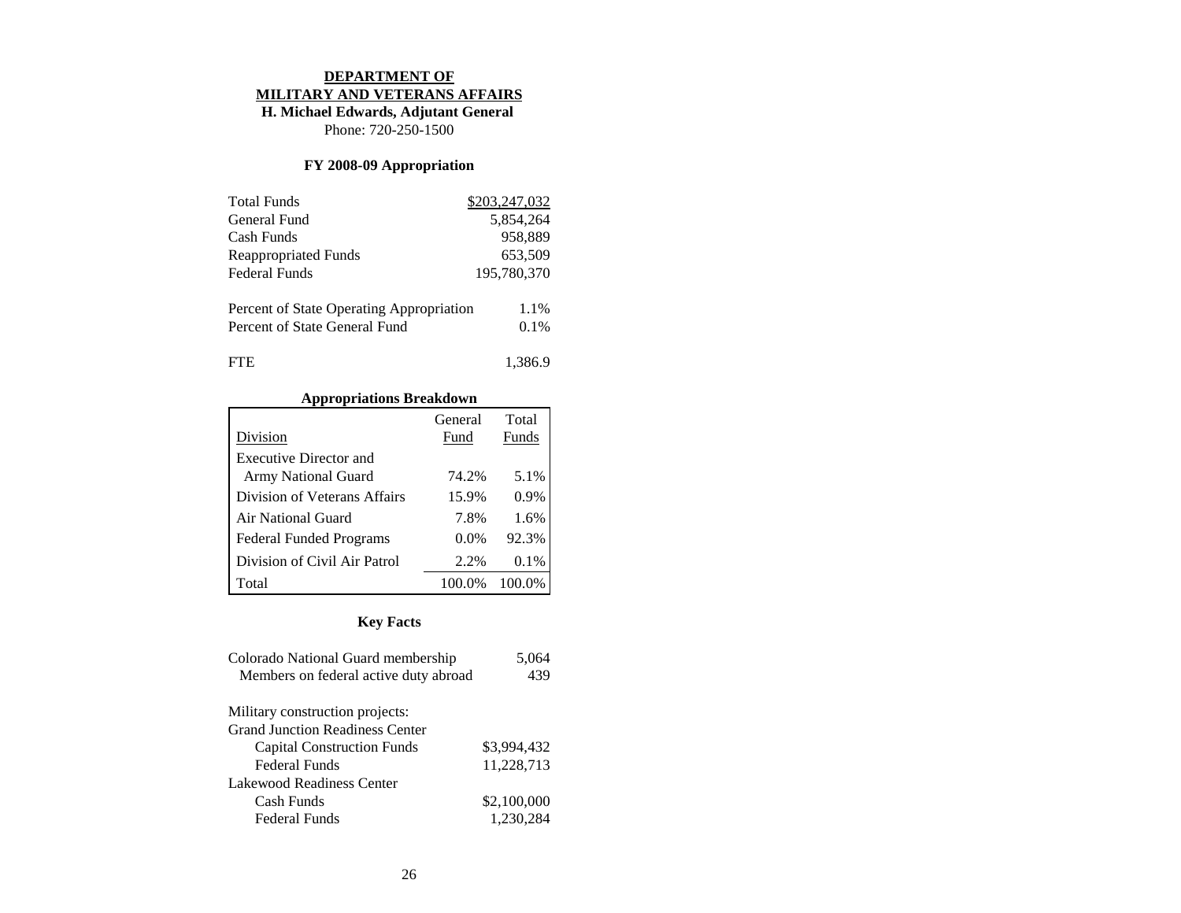# DEPARTMENT OF MILITARY AND VETERANS AFFAIRS

**H. Michael Edwards, Adjutant General**

Phone: 720-250-1500

## FY 2008-09 Appropriation

| | |
|---|---|
| Total Funds | $203,247,032 |
| General Fund | 5,854,264 |
| Cash Funds | 958,889 |
| Reappropriated Funds | 653,509 |
| Federal Funds | 195,780,370 |

| | |
|---|---|
| Percent of State Operating Appropriation | 1.1% |
| Percent of State General Fund | 0.1% |

| | |
|---|---|
| FTE | 1,386.9 |

### Appropriations Breakdown

| Division | General Fund | Total Funds |
|---|---|---|
| Executive Director and Army National Guard | 74.2% | 5.1% |
| Division of Veterans Affairs | 15.9% | 0.9% |
| Air National Guard | 7.8% | 1.6% |
| Federal Funded Programs | 0.0% | 92.3% |
| Division of Civil Air Patrol | 2.2% | 0.1% |
| Total | 100.0% | 100.0% |

## Key Facts

| | |
|---|---|
| Colorado National Guard membership | 5,064 |
| Members on federal active duty abroad | 439 |

Military construction projects:

| | |
|---|---|
| **Grand Junction Readiness Center** | |
| Capital Construction Funds | $3,994,432 |
| Federal Funds | 11,228,713 |
| **Lakewood Readiness Center** | |
| Cash Funds | $2,100,000 |
| Federal Funds | 1,230,284 |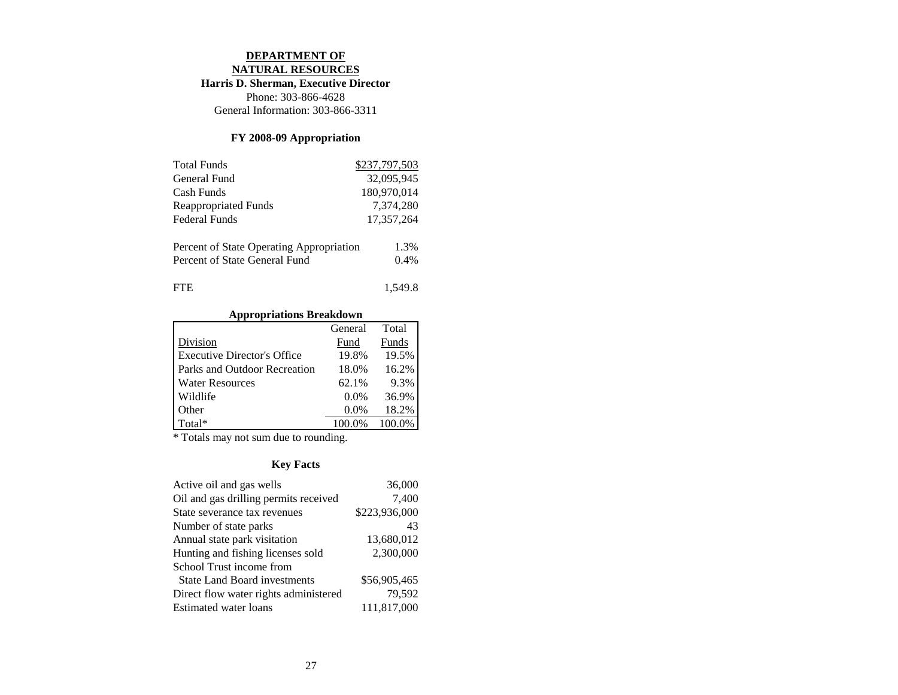# DEPARTMENT OF NATURAL RESOURCES

**Harris D. Sherman, Executive Director**

Phone: 303-866-4628

General Information: 303-866-3311

## FY 2008-09 Appropriation

| | |
|---|---:|
| Total Funds | $237,797,503 |
| General Fund | 32,095,945 |
| Cash Funds | 180,970,014 |
| Reappropriated Funds | 7,374,280 |
| Federal Funds | 17,357,264 |

| | |
|---|---:|
| Percent of State Operating Appropriation | 1.3% |
| Percent of State General Fund | 0.4% |

| | |
|---|---:|
| FTE | 1,549.8 |

## Appropriations Breakdown

| Division | General Fund | Total Funds |
|---|---:|---:|
| Executive Director's Office | 19.8% | 19.5% |
| Parks and Outdoor Recreation | 18.0% | 16.2% |
| Water Resources | 62.1% | 9.3% |
| Wildlife | 0.0% | 36.9% |
| Other | 0.0% | 18.2% |
| Total* | 100.0% | 100.0% |

* Totals may not sum due to rounding.

## Key Facts

| | |
|---|---:|
| Active oil and gas wells | 36,000 |
| Oil and gas drilling permits received | 7,400 |
| State severance tax revenues | $223,936,000 |
| Number of state parks | 43 |
| Annual state park visitation | 13,680,012 |
| Hunting and fishing licenses sold | 2,300,000 |
| School Trust income from State Land Board investments | $56,905,465 |
| Direct flow water rights administered | 79,592 |
| Estimated water loans | 111,817,000 |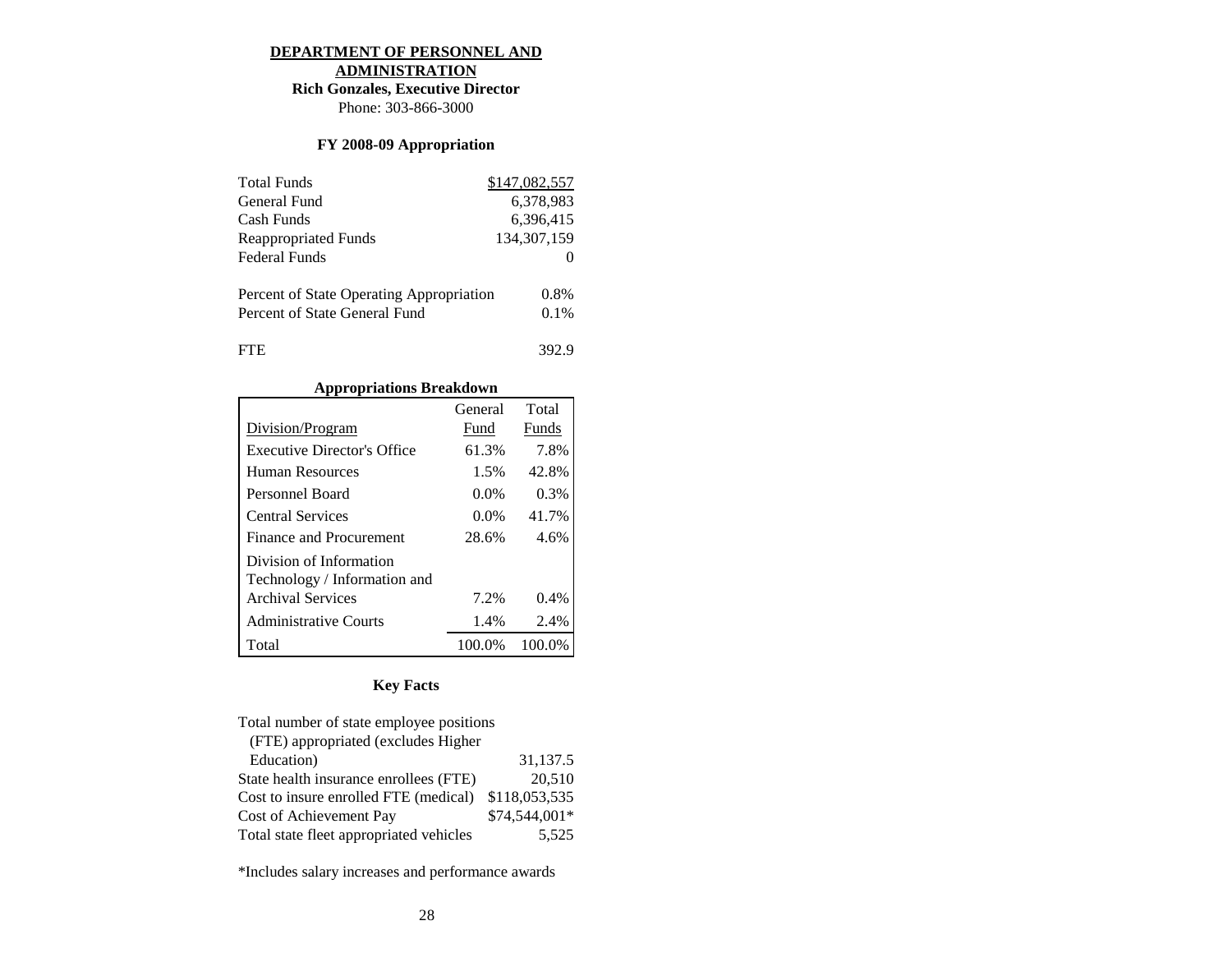# DEPARTMENT OF PERSONNEL AND ADMINISTRATION

**Rich Gonzales, Executive Director**

Phone: 303-866-3000

## FY 2008-09 Appropriation

| | |
|---|---|
| Total Funds | $147,082,557 |
| General Fund | 6,378,983 |
| Cash Funds | 6,396,415 |
| Reappropriated Funds | 134,307,159 |
| Federal Funds | 0 |
| Percent of State Operating Appropriation | 0.8% |
| Percent of State General Fund | 0.1% |
| FTE | 392.9 |

### Appropriations Breakdown

| Division/Program | General Fund | Total Funds |
|---|---|---|
| Executive Director's Office | 61.3% | 7.8% |
| Human Resources | 1.5% | 42.8% |
| Personnel Board | 0.0% | 0.3% |
| Central Services | 0.0% | 41.7% |
| Finance and Procurement | 28.6% | 4.6% |
| Division of Information Technology / Information and Archival Services | 7.2% | 0.4% |
| Administrative Courts | 1.4% | 2.4% |
| Total | 100.0% | 100.0% |

## Key Facts

| | |
|---|---|
| Total number of state employee positions (FTE) appropriated (excludes Higher Education) | 31,137.5 |
| State health insurance enrollees (FTE) | 20,510 |
| Cost to insure enrolled FTE (medical) | $118,053,535 |
| Cost of Achievement Pay | $74,544,001* |
| Total state fleet appropriated vehicles | 5,525 |

*Includes salary increases and performance awards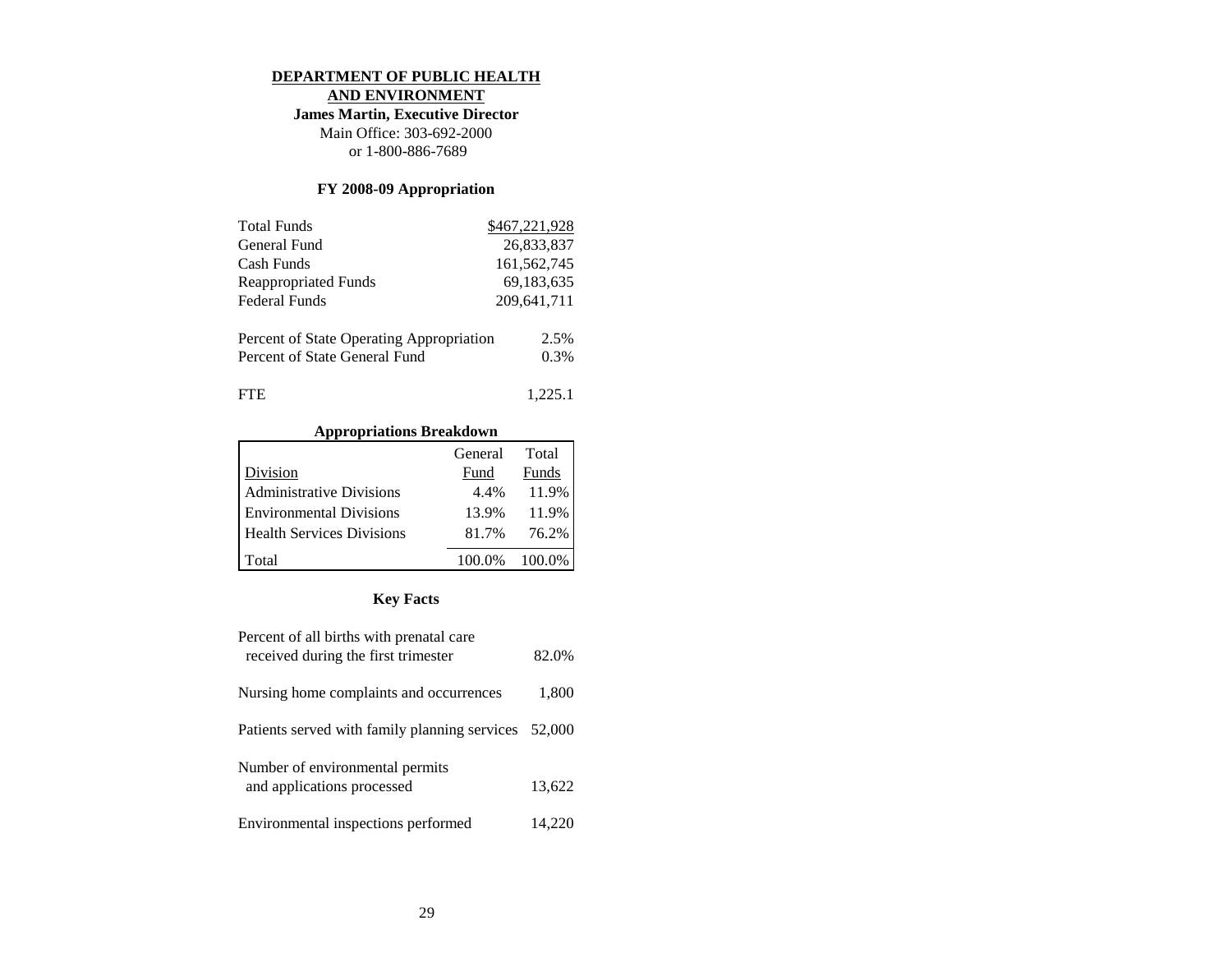# DEPARTMENT OF PUBLIC HEALTH AND ENVIRONMENT

**James Martin, Executive Director**

Main Office: 303-692-2000
or 1-800-886-7689

## FY 2008-09 Appropriation

| | |
|---|---|
| Total Funds | $467,221,928 |
| General Fund | 26,833,837 |
| Cash Funds | 161,562,745 |
| Reappropriated Funds | 69,183,635 |
| Federal Funds | 209,641,711 |

| | |
|---|---|
| Percent of State Operating Appropriation | 2.5% |
| Percent of State General Fund | 0.3% |

| | |
|---|---|
| FTE | 1,225.1 |

### Appropriations Breakdown

| Division | General Fund | Total Funds |
|---|---|---|
| Administrative Divisions | 4.4% | 11.9% |
| Environmental Divisions | 13.9% | 11.9% |
| Health Services Divisions | 81.7% | 76.2% |
| Total | 100.0% | 100.0% |

## Key Facts

| | |
|---|---|
| Percent of all births with prenatal care received during the first trimester | 82.0% |
| Nursing home complaints and occurrences | 1,800 |
| Patients served with family planning services | 52,000 |
| Number of environmental permits and applications processed | 13,622 |
| Environmental inspections performed | 14,220 |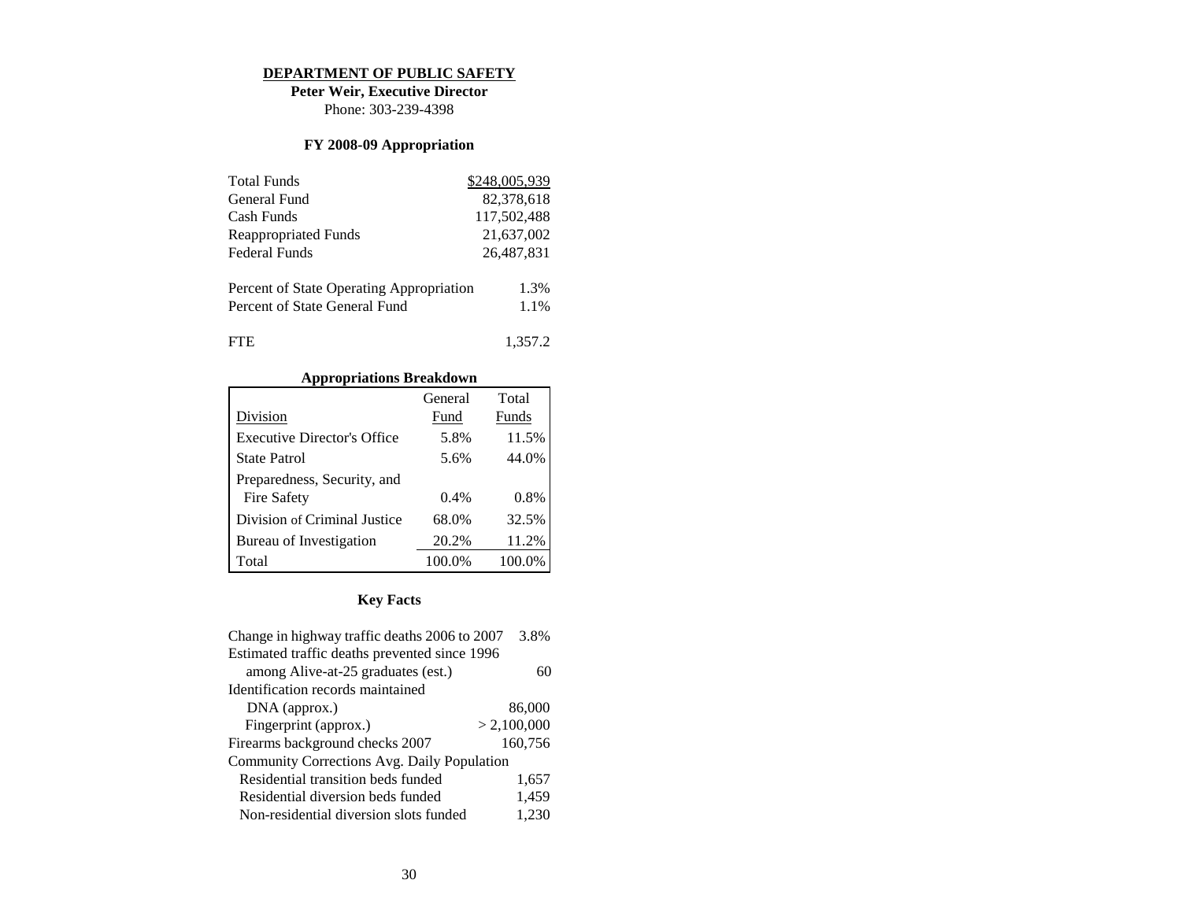**DEPARTMENT OF PUBLIC SAFETY**

**Peter Weir, Executive Director**

Phone: 303-239-4398

**FY 2008-09 Appropriation**

| | |
|---|---|
| Total Funds | $248,005,939 |
| General Fund | 82,378,618 |
| Cash Funds | 117,502,488 |
| Reappropriated Funds | 21,637,002 |
| Federal Funds | 26,487,831 |
| | |
| Percent of State Operating Appropriation | 1.3% |
| Percent of State General Fund | 1.1% |
| | |
| FTE | 1,357.2 |

**Appropriations Breakdown**

| Division | General Fund | Total Funds |
|---|---|---|
| Executive Director's Office | 5.8% | 11.5% |
| State Patrol | 5.6% | 44.0% |
| Preparedness, Security, and Fire Safety | 0.4% | 0.8% |
| Division of Criminal Justice | 68.0% | 32.5% |
| Bureau of Investigation | 20.2% | 11.2% |
| Total | 100.0% | 100.0% |

**Key Facts**

| | |
|---|---|
| Change in highway traffic deaths 2006 to 2007 | 3.8% |
| Estimated traffic deaths prevented since 1996 among Alive-at-25 graduates (est.) | 60 |
| Identification records maintained | |
| DNA (approx.) | 86,000 |
| Fingerprint (approx.) | > 2,100,000 |
| Firearms background checks 2007 | 160,756 |
| Community Corrections Avg. Daily Population | |
| Residential transition beds funded | 1,657 |
| Residential diversion beds funded | 1,459 |
| Non-residential diversion slots funded | 1,230 |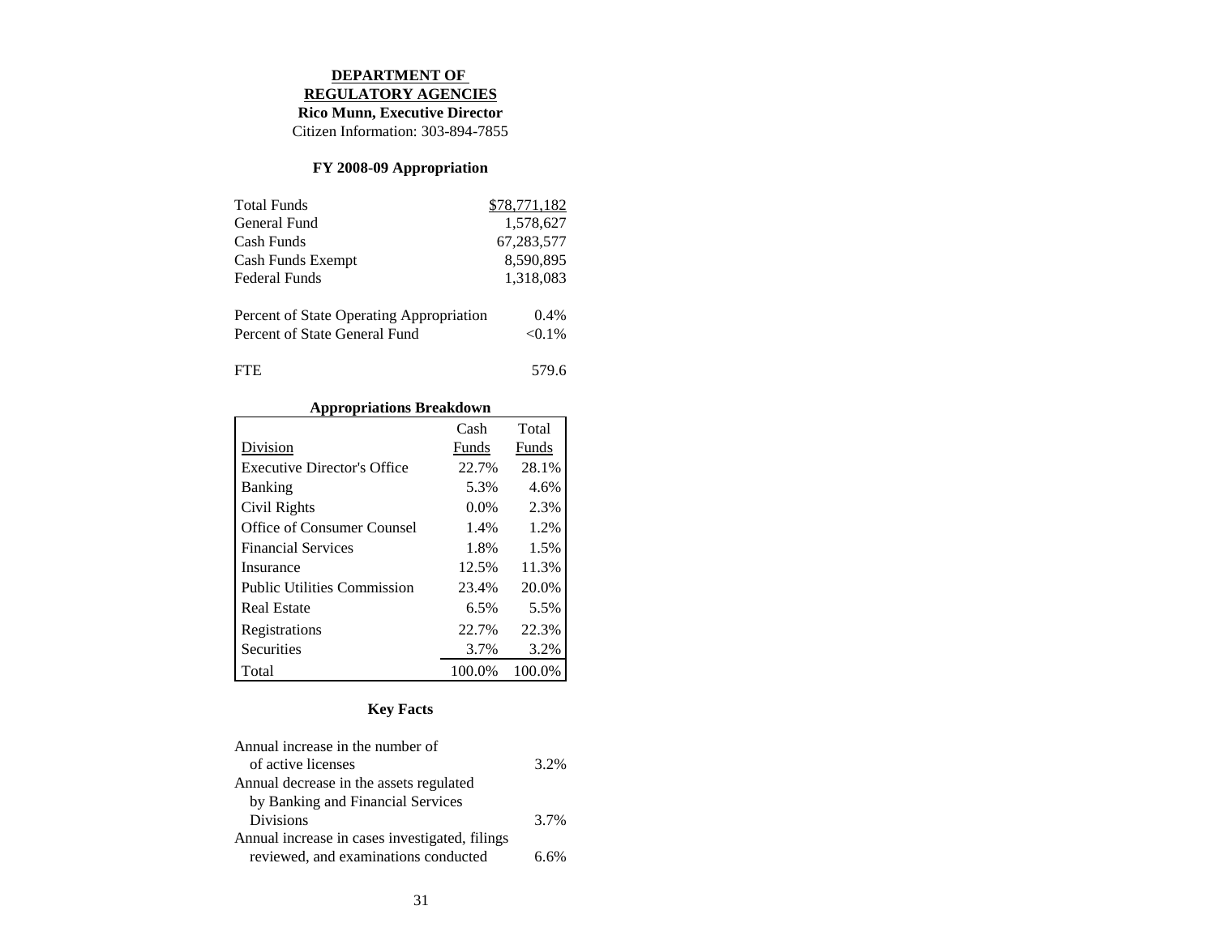# DEPARTMENT OF REGULATORY AGENCIES

**Rico Munn, Executive Director**

Citizen Information: 303-894-7855

## FY 2008-09 Appropriation

| | |
|---|---|
| Total Funds | $78,771,182 |
| General Fund | 1,578,627 |
| Cash Funds | 67,283,577 |
| Cash Funds Exempt | 8,590,895 |
| Federal Funds | 1,318,083 |
| | |
| Percent of State Operating Appropriation | 0.4% |
| Percent of State General Fund | <0.1% |
| | |
| FTE | 579.6 |

### Appropriations Breakdown

| Division | Cash Funds | Total Funds |
|---|---|---|
| Executive Director's Office | 22.7% | 28.1% |
| Banking | 5.3% | 4.6% |
| Civil Rights | 0.0% | 2.3% |
| Office of Consumer Counsel | 1.4% | 1.2% |
| Financial Services | 1.8% | 1.5% |
| Insurance | 12.5% | 11.3% |
| Public Utilities Commission | 23.4% | 20.0% |
| Real Estate | 6.5% | 5.5% |
| Registrations | 22.7% | 22.3% |
| Securities | 3.7% | 3.2% |
| Total | 100.0% | 100.0% |

## Key Facts

| | |
|---|---|
| Annual increase in the number of of active licenses | 3.2% |
| Annual decrease in the assets regulated by Banking and Financial Services Divisions | 3.7% |
| Annual increase in cases investigated, filings reviewed, and examinations conducted | 6.6% |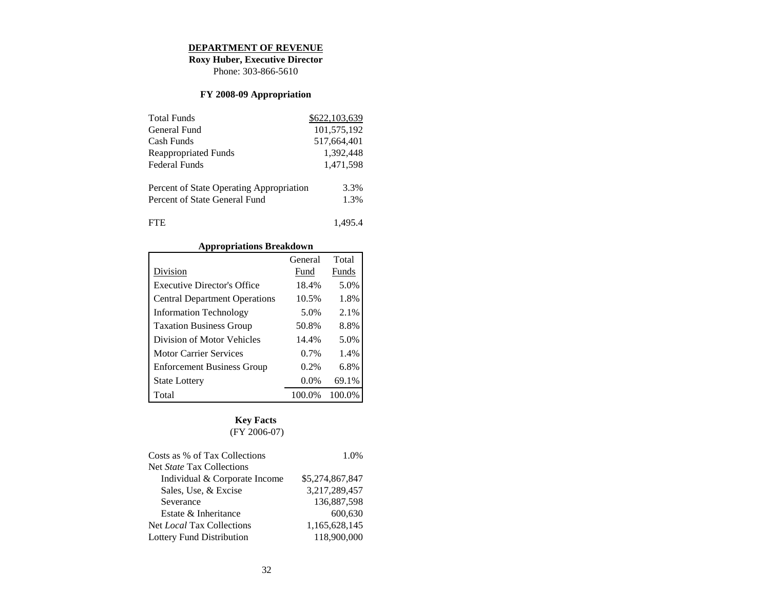## DEPARTMENT OF REVENUE

**Roxy Huber, Executive Director**
Phone: 303-866-5610

### FY 2008-09 Appropriation

| | |
|---|---|
| Total Funds | $622,103,639 |
| General Fund | 101,575,192 |
| Cash Funds | 517,664,401 |
| Reappropriated Funds | 1,392,448 |
| Federal Funds | 1,471,598 |
| | |
| Percent of State Operating Appropriation | 3.3% |
| Percent of State General Fund | 1.3% |
| | |
| FTE | 1,495.4 |

### Appropriations Breakdown

| Division | General Fund | Total Funds |
|---|---|---|
| Executive Director's Office | 18.4% | 5.0% |
| Central Department Operations | 10.5% | 1.8% |
| Information Technology | 5.0% | 2.1% |
| Taxation Business Group | 50.8% | 8.8% |
| Division of Motor Vehicles | 14.4% | 5.0% |
| Motor Carrier Services | 0.7% | 1.4% |
| Enforcement Business Group | 0.2% | 6.8% |
| State Lottery | 0.0% | 69.1% |
| Total | 100.0% | 100.0% |

### Key Facts
(FY 2006-07)

| | |
|---|---|
| Costs as % of Tax Collections | 1.0% |
| Net *State* Tax Collections | |
| Individual & Corporate Income | $5,274,867,847 |
| Sales, Use, & Excise | 3,217,289,457 |
| Severance | 136,887,598 |
| Estate & Inheritance | 600,630 |
| Net *Local* Tax Collections | 1,165,628,145 |
| Lottery Fund Distribution | 118,900,000 |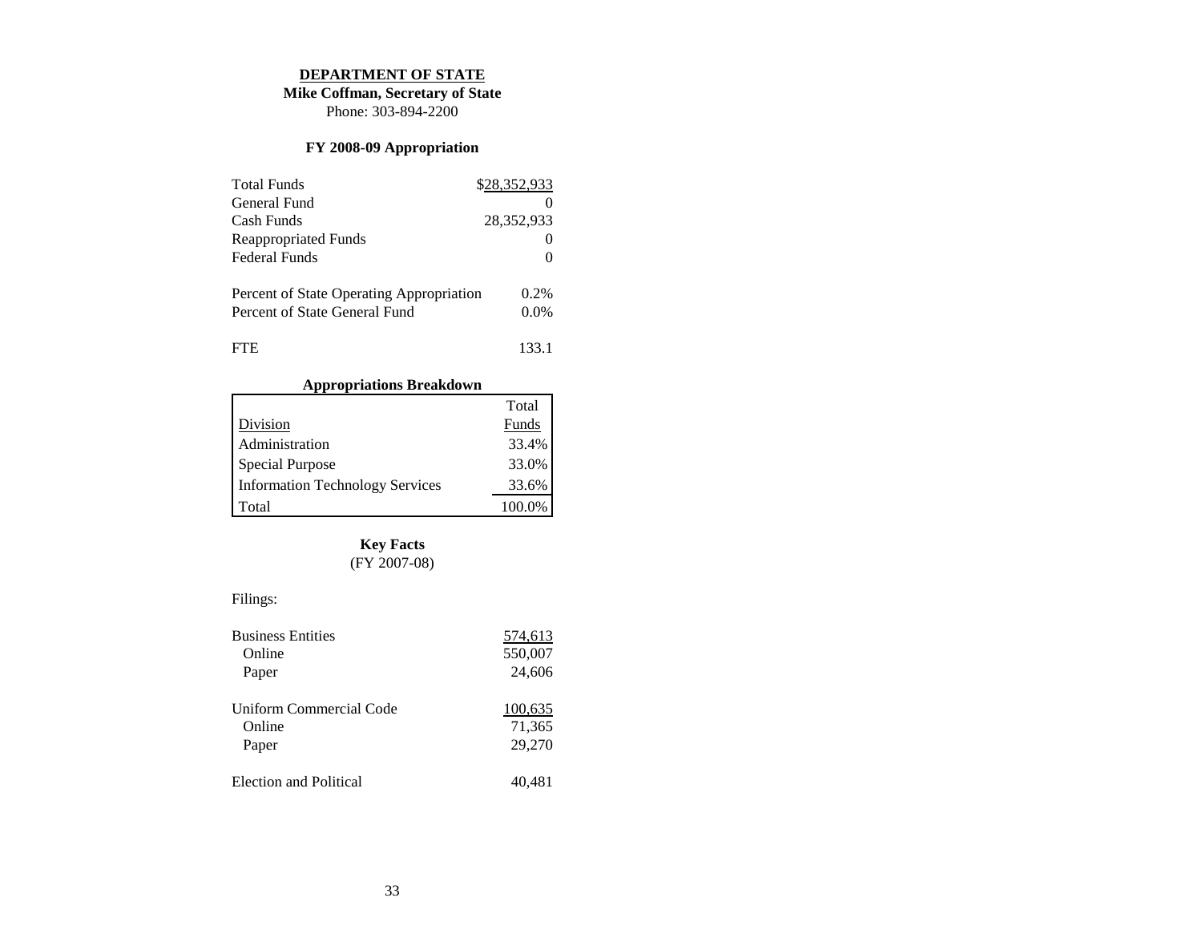**DEPARTMENT OF STATE**

**Mike Coffman, Secretary of State**

Phone: 303-894-2200

**FY 2008-09 Appropriation**

| | |
|---|---|
| Total Funds | $28,352,933 |
| General Fund | 0 |
| Cash Funds | 28,352,933 |
| Reappropriated Funds | 0 |
| Federal Funds | 0 |
| | |
| Percent of State Operating Appropriation | 0.2% |
| Percent of State General Fund | 0.0% |
| | |
| FTE | 133.1 |

**Appropriations Breakdown**

| Division | Total Funds |
|---|---|
| Administration | 33.4% |
| Special Purpose | 33.0% |
| Information Technology Services | 33.6% |
| Total | 100.0% |

**Key Facts**

(FY 2007-08)

Filings:

| | |
|---|---|
| Business Entities | 574,613 |
| Online | 550,007 |
| Paper | 24,606 |
| | |
| Uniform Commercial Code | 100,635 |
| Online | 71,365 |
| Paper | 29,270 |
| | |
| Election and Political | 40,481 |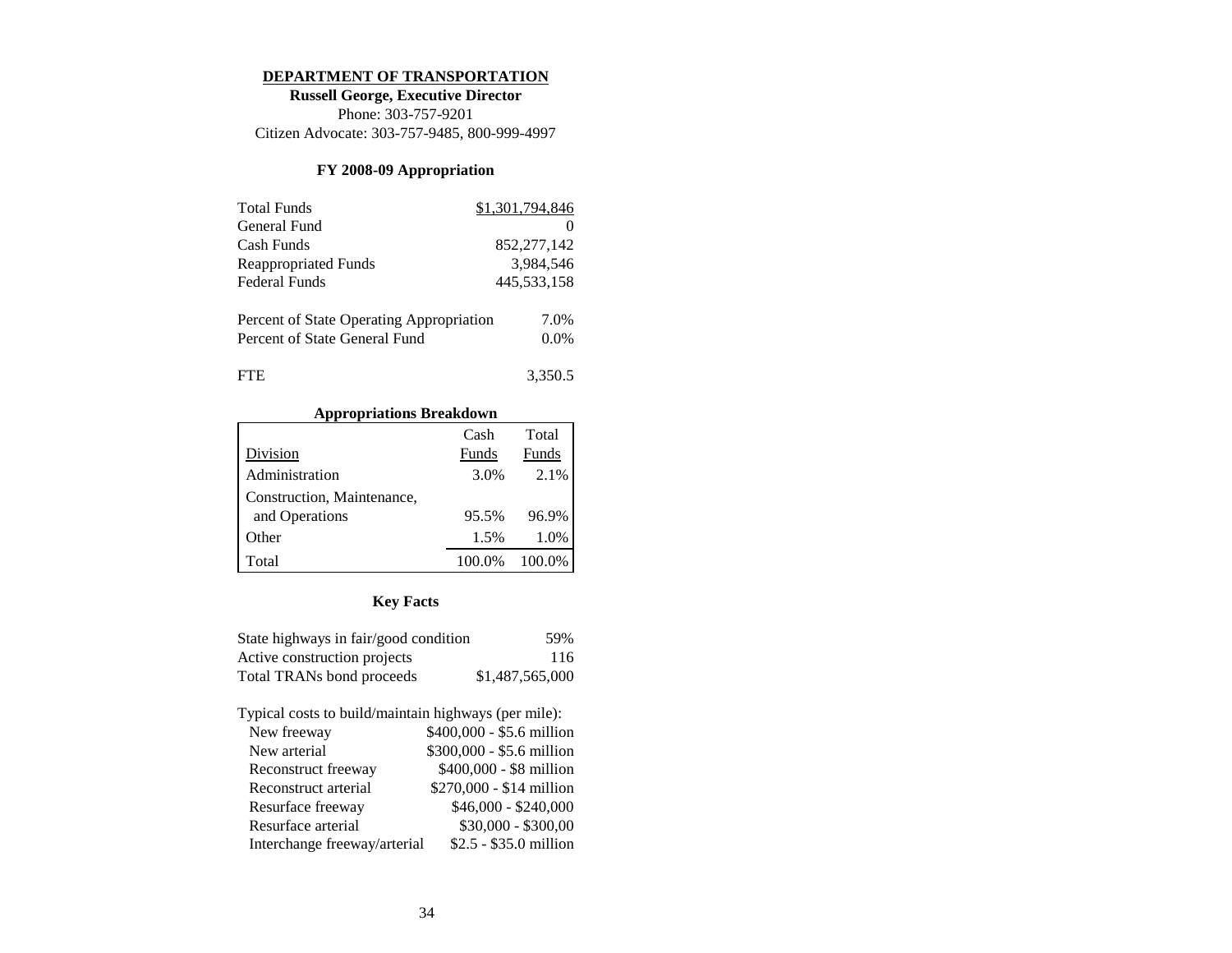# DEPARTMENT OF TRANSPORTATION

**Russell George, Executive Director**

Phone: 303-757-9201

Citizen Advocate: 303-757-9485, 800-999-4997

## FY 2008-09 Appropriation

| | |
|---|---|
| Total Funds | $1,301,794,846 |
| General Fund | 0 |
| Cash Funds | 852,277,142 |
| Reappropriated Funds | 3,984,546 |
| Federal Funds | 445,533,158 |

| | |
|---|---|
| Percent of State Operating Appropriation | 7.0% |
| Percent of State General Fund | 0.0% |

| | |
|---|---|
| FTE | 3,350.5 |

### Appropriations Breakdown

| Division | Cash Funds | Total Funds |
|---|---|---|
| Administration | 3.0% | 2.1% |
| Construction, Maintenance, and Operations | 95.5% | 96.9% |
| Other | 1.5% | 1.0% |
| Total | 100.0% | 100.0% |

## Key Facts

| | |
|---|---|
| State highways in fair/good condition | 59% |
| Active construction projects | 116 |
| Total TRANs bond proceeds | $1,487,565,000 |

Typical costs to build/maintain highways (per mile):

| | |
|---|---|
| New freeway | $400,000 - $5.6 million |
| New arterial | $300,000 - $5.6 million |
| Reconstruct freeway | $400,000 - $8 million |
| Reconstruct arterial | $270,000 - $14 million |
| Resurface freeway | $46,000 - $240,000 |
| Resurface arterial | $30,000 - $300,00 |
| Interchange freeway/arterial | $2.5 - $35.0 million |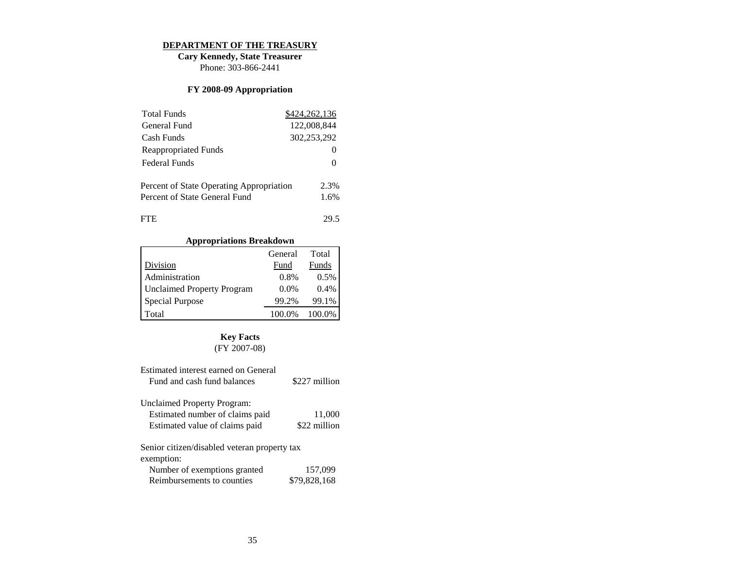# DEPARTMENT OF THE TREASURY

**Cary Kennedy, State Treasurer**

Phone: 303-866-2441

## FY 2008-09 Appropriation

| | |
|---|---|
| Total Funds | $424,262,136 |
| General Fund | 122,008,844 |
| Cash Funds | 302,253,292 |
| Reappropriated Funds | 0 |
| Federal Funds | 0 |

| | |
|---|---|
| Percent of State Operating Appropriation | 2.3% |
| Percent of State General Fund | 1.6% |

| | |
|---|---|
| FTE | 29.5 |

### Appropriations Breakdown

| Division | General Fund | Total Funds |
|---|---|---|
| Administration | 0.8% | 0.5% |
| Unclaimed Property Program | 0.0% | 0.4% |
| Special Purpose | 99.2% | 99.1% |
| Total | 100.0% | 100.0% |

### Key Facts
(FY 2007-08)

| | |
|---|---|
| Estimated interest earned on General Fund and cash fund balances | $227 million |

Unclaimed Property Program:

| | |
|---|---|
| Estimated number of claims paid | 11,000 |
| Estimated value of claims paid | $22 million |

Senior citizen/disabled veteran property tax exemption:

| | |
|---|---|
| Number of exemptions granted | 157,099 |
| Reimbursements to counties | $79,828,168 |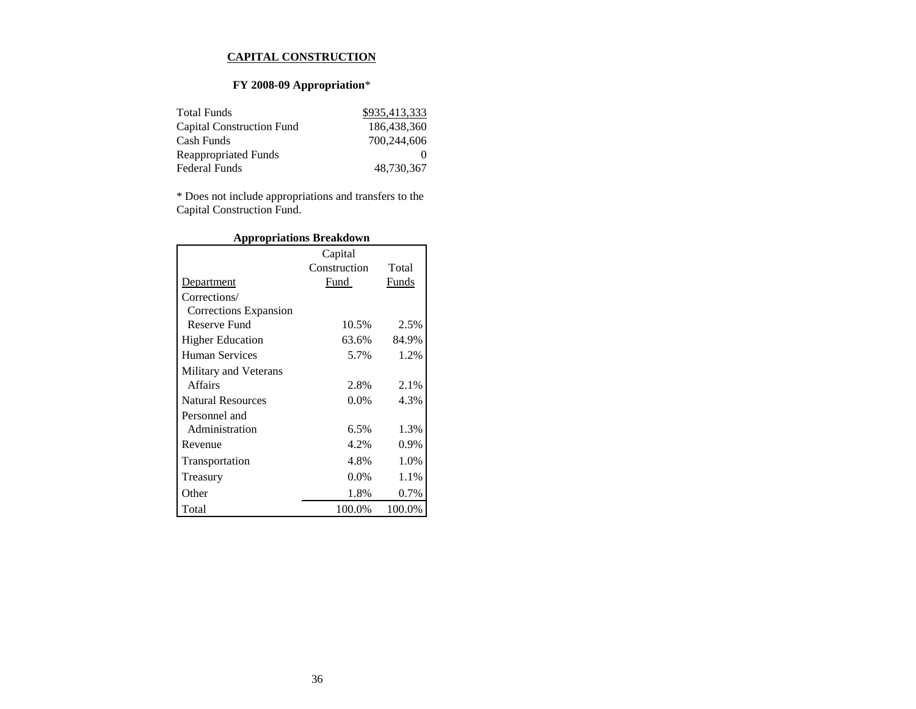# CAPITAL CONSTRUCTION

## FY 2008-09 Appropriation*

| | |
|---|---|
| Total Funds | $935,413,333 |
| Capital Construction Fund | 186,438,360 |
| Cash Funds | 700,244,606 |
| Reappropriated Funds | 0 |
| Federal Funds | 48,730,367 |

* Does not include appropriations and transfers to the Capital Construction Fund.

### Appropriations Breakdown

| Department | Capital Construction Fund | Total Funds |
|---|---|---|
| Corrections/ Corrections Expansion Reserve Fund | 10.5% | 2.5% |
| Higher Education | 63.6% | 84.9% |
| Human Services | 5.7% | 1.2% |
| Military and Veterans Affairs | 2.8% | 2.1% |
| Natural Resources | 0.0% | 4.3% |
| Personnel and Administration | 6.5% | 1.3% |
| Revenue | 4.2% | 0.9% |
| Transportation | 4.8% | 1.0% |
| Treasury | 0.0% | 1.1% |
| Other | 1.8% | 0.7% |
| Total | 100.0% | 100.0% |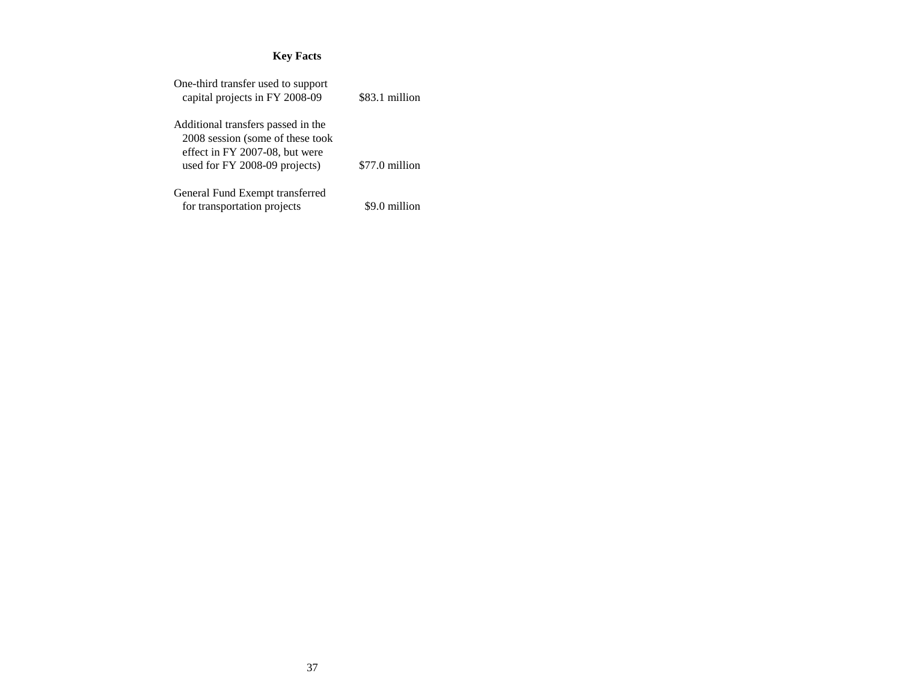### Key Facts

| | |
|---|---|
| One-third transfer used to support capital projects in FY 2008-09 | \$83.1 million |
| Additional transfers passed in the 2008 session (some of these took effect in FY 2007-08, but were used for FY 2008-09 projects) | \$77.0 million |
| General Fund Exempt transferred for transportation projects | \$9.0 million |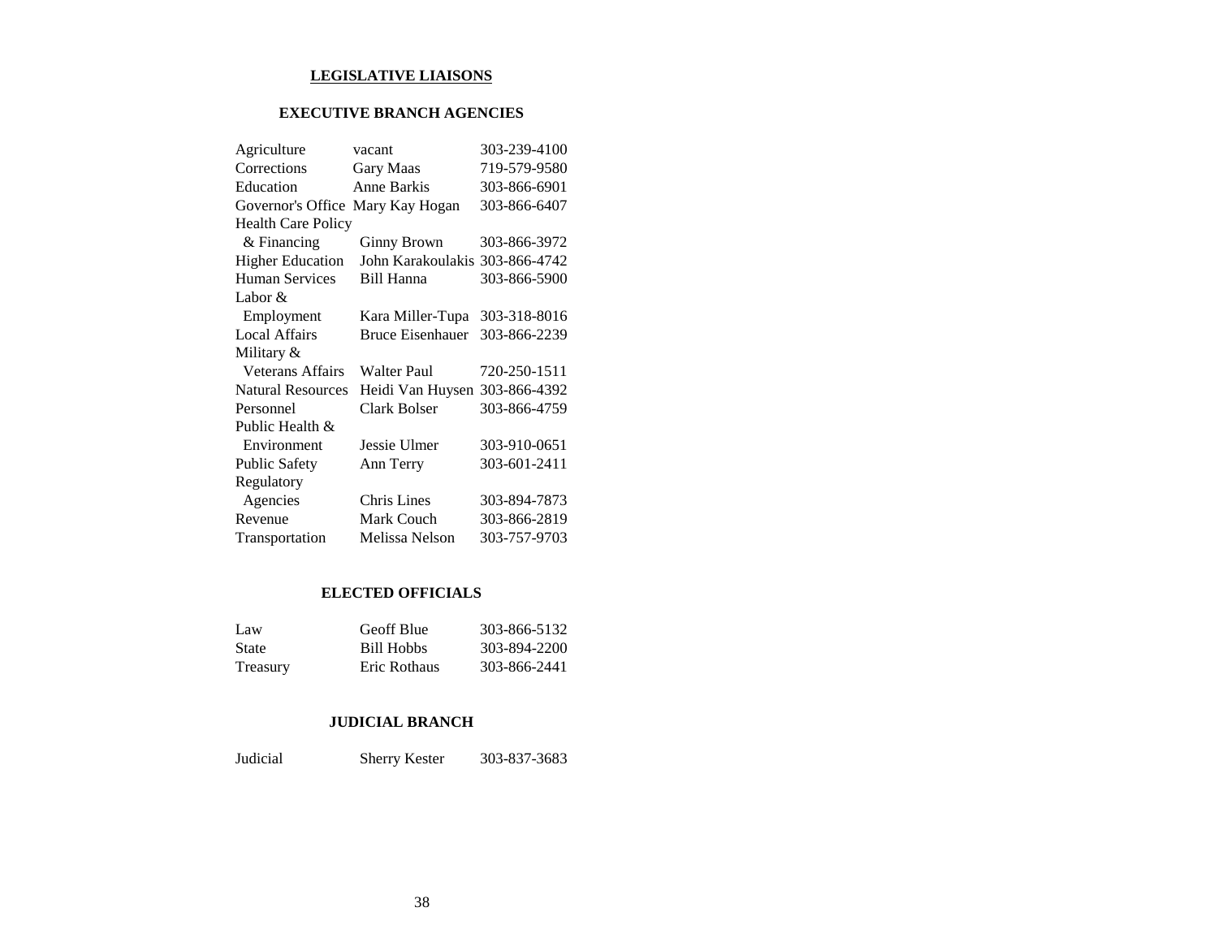# LEGISLATIVE LIAISONS

## EXECUTIVE BRANCH AGENCIES

| | | |
|---|---|---|
| Agriculture | vacant | 303-239-4100 |
| Corrections | Gary Maas | 719-579-9580 |
| Education | Anne Barkis | 303-866-6901 |
| Governor's Office | Mary Kay Hogan | 303-866-6407 |
| Health Care Policy & Financing | Ginny Brown | 303-866-3972 |
| Higher Education | John Karakoulakis | 303-866-4742 |
| Human Services | Bill Hanna | 303-866-5900 |
| Labor & Employment | Kara Miller-Tupa | 303-318-8016 |
| Local Affairs | Bruce Eisenhauer | 303-866-2239 |
| Military & Veterans Affairs | Walter Paul | 720-250-1511 |
| Natural Resources | Heidi Van Huysen | 303-866-4392 |
| Personnel | Clark Bolser | 303-866-4759 |
| Public Health & Environment | Jessie Ulmer | 303-910-0651 |
| Public Safety | Ann Terry | 303-601-2411 |
| Regulatory Agencies | Chris Lines | 303-894-7873 |
| Revenue | Mark Couch | 303-866-2819 |
| Transportation | Melissa Nelson | 303-757-9703 |

## ELECTED OFFICIALS

| | | |
|---|---|---|
| Law | Geoff Blue | 303-866-5132 |
| State | Bill Hobbs | 303-894-2200 |
| Treasury | Eric Rothaus | 303-866-2441 |

## JUDICIAL BRANCH

| | | |
|---|---|---|
| Judicial | Sherry Kester | 303-837-3683 |